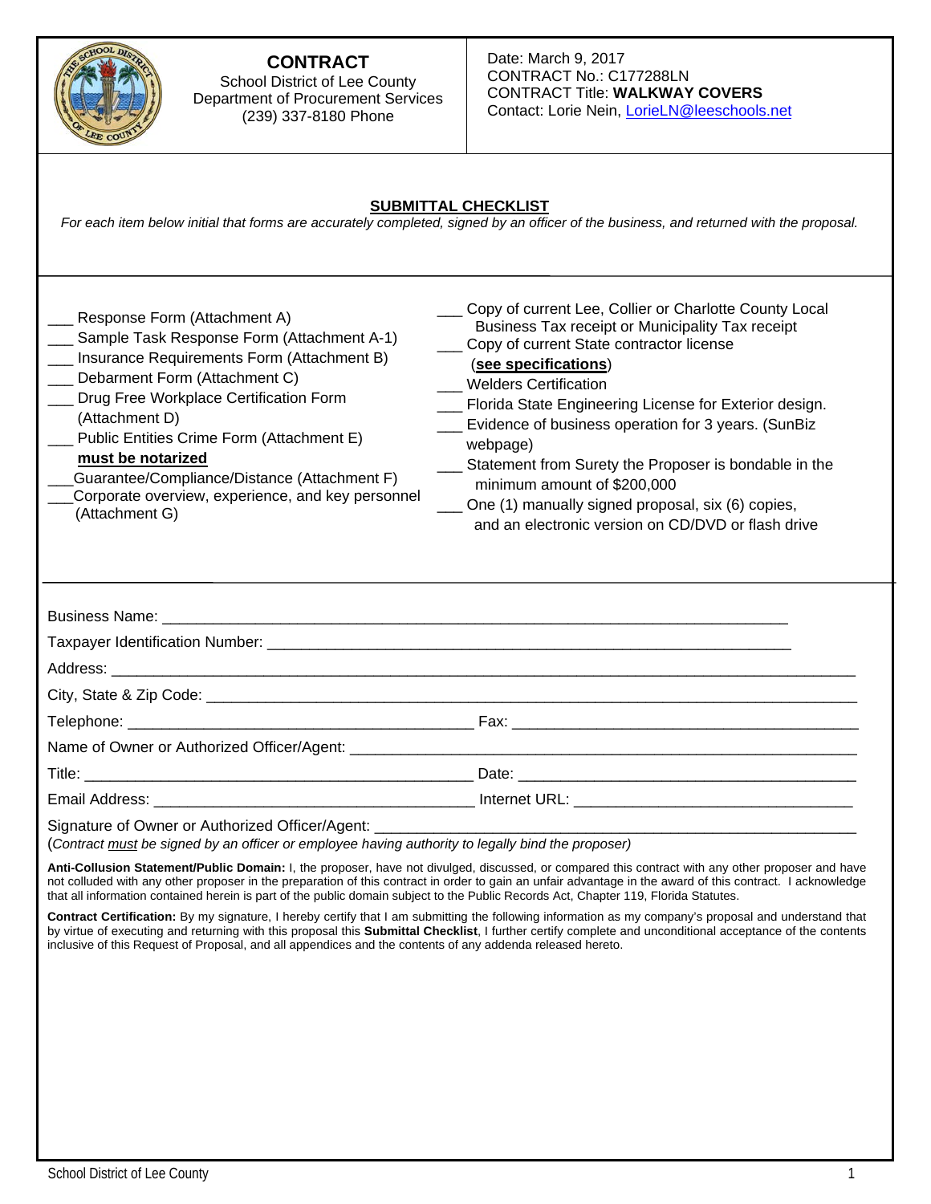# CONTRACT

School District of Lee County
Department of Procurement Services
(239) 337-8180 Phone

Date: March 9, 2017
CONTRACT No.: C177288LN
CONTRACT Title: **WALKWAY COVERS**
Contact: Lorie Nein, LorieLN@leeschools.net

## SUBMITTAL CHECKLIST

*For each item below initial that forms are accurately completed, signed by an officer of the business, and returned with the proposal.*

___ Response Form (Attachment A)
___ Sample Task Response Form (Attachment A-1)
___ Insurance Requirements Form (Attachment B)
___ Debarment Form (Attachment C)
___ Drug Free Workplace Certification Form (Attachment D)
___ Public Entities Crime Form (Attachment E) **must be notarized**
___Guarantee/Compliance/Distance (Attachment F)
___Corporate overview, experience, and key personnel (Attachment G)

___ Copy of current Lee, Collier or Charlotte County Local Business Tax receipt or Municipality Tax receipt
___ Copy of current State contractor license (**see specifications**)
___ Welders Certification
___ Florida State Engineering License for Exterior design.
___ Evidence of business operation for 3 years. (SunBiz webpage)
___ Statement from Surety the Proposer is bondable in the minimum amount of $200,000
___ One (1) manually signed proposal, six (6) copies, and an electronic version on CD/DVD or flash drive

Business Name: ______________________________________________

Taxpayer Identification Number: ______________________________________________

Address: ______________________________________________

City, State & Zip Code: ______________________________________________

Telephone: ______________________ Fax: ______________________

Name of Owner or Authorized Officer/Agent: ______________________________________________

Title: ______________________ Date: ______________________

Email Address: ______________________ Internet URL: ______________________

Signature of Owner or Authorized Officer/Agent: ______________________________________________
(*Contract must be signed by an officer or employee having authority to legally bind the proposer)*

**Anti-Collusion Statement/Public Domain:** I, the proposer, have not divulged, discussed, or compared this contract with any other proposer and have not colluded with any other proposer in the preparation of this contract in order to gain an unfair advantage in the award of this contract. I acknowledge that all information contained herein is part of the public domain subject to the Public Records Act, Chapter 119, Florida Statutes.

**Contract Certification:** By my signature, I hereby certify that I am submitting the following information as my company's proposal and understand that by virtue of executing and returning with this proposal this **Submittal Checklist**, I further certify complete and unconditional acceptance of the contents inclusive of this Request of Proposal, and all appendices and the contents of any addenda released hereto.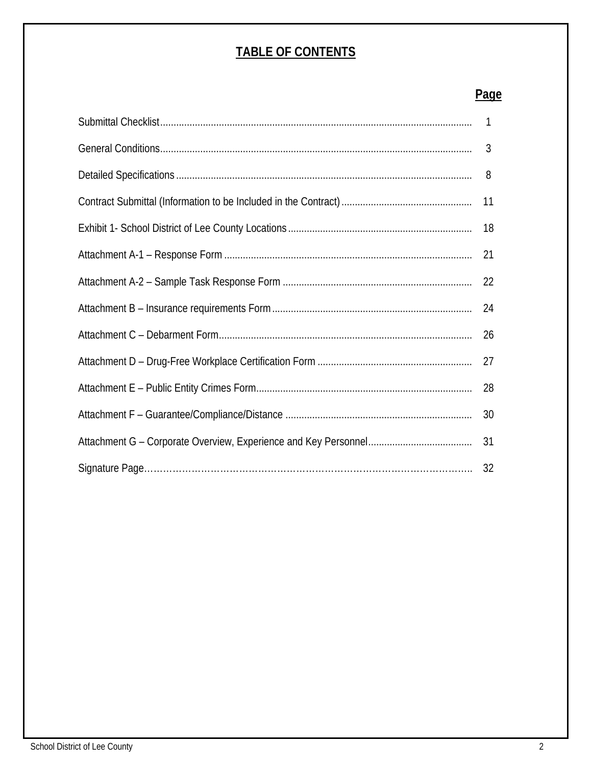# TABLE OF CONTENTS

| | Page |
|---|---|
| Submittal Checklist | 1 |
| General Conditions | 3 |
| Detailed Specifications | 8 |
| Contract Submittal (Information to be Included in the Contract) | 11 |
| Exhibit 1- School District of Lee County Locations | 18 |
| Attachment A-1 – Response Form | 21 |
| Attachment A-2 – Sample Task Response Form | 22 |
| Attachment B – Insurance requirements Form | 24 |
| Attachment C – Debarment Form | 26 |
| Attachment D – Drug-Free Workplace Certification Form | 27 |
| Attachment E – Public Entity Crimes Form | 28 |
| Attachment F – Guarantee/Compliance/Distance | 30 |
| Attachment G – Corporate Overview, Experience and Key Personnel | 31 |
| Signature Page | 32 |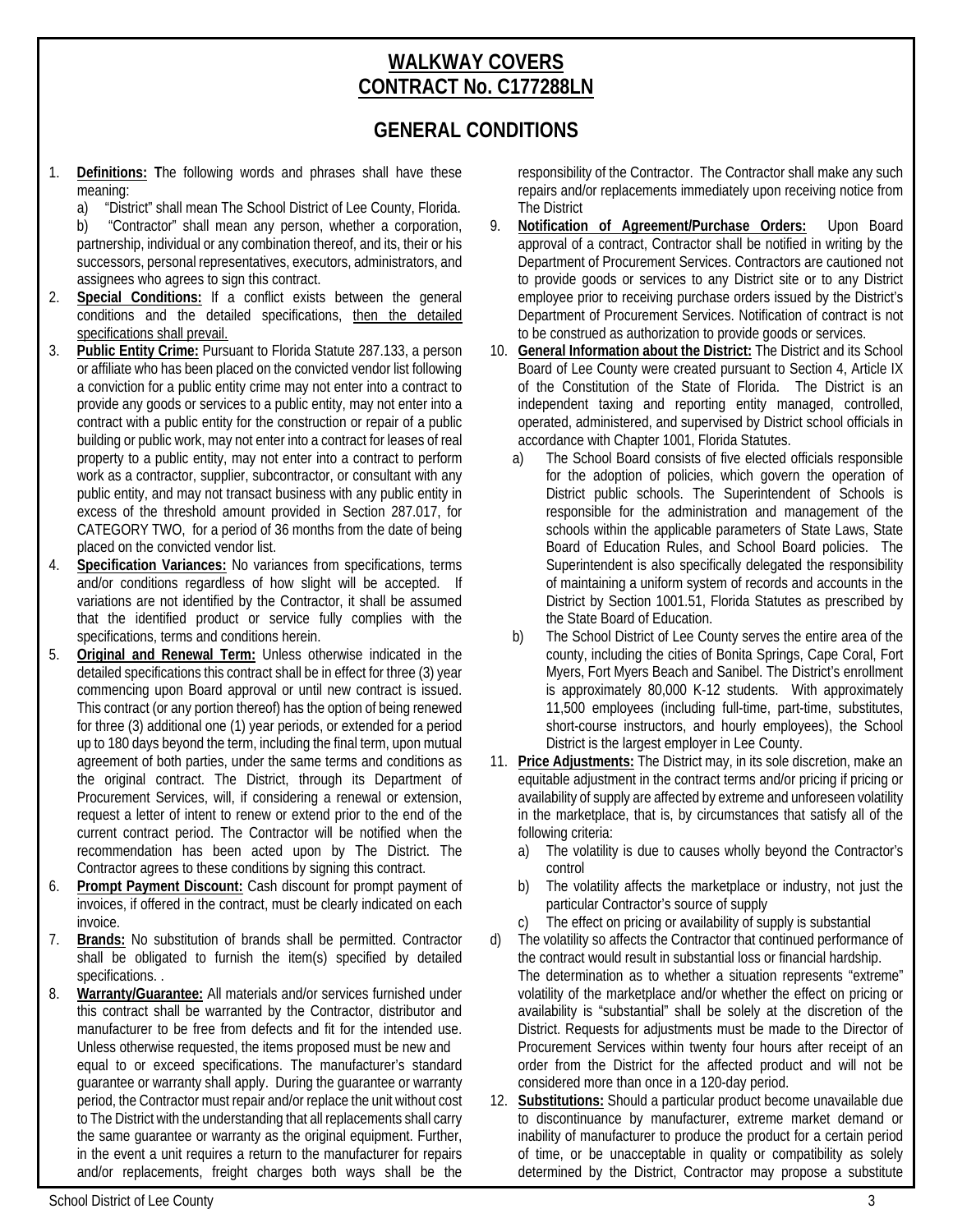# WALKWAY COVERS
# CONTRACT No. C177288LN

## GENERAL CONDITIONS

1. **Definitions: T**he following words and phrases shall have these meaning:
   a) "District" shall mean The School District of Lee County, Florida.
   b) "Contractor" shall mean any person, whether a corporation, partnership, individual or any combination thereof, and its, their or his successors, personal representatives, executors, administrators, and assignees who agrees to sign this contract.
2. **Special Conditions:** If a conflict exists between the general conditions and the detailed specifications, then the detailed specifications shall prevail.
3. **Public Entity Crime:** Pursuant to Florida Statute 287.133, a person or affiliate who has been placed on the convicted vendor list following a conviction for a public entity crime may not enter into a contract to provide any goods or services to a public entity, may not enter into a contract with a public entity for the construction or repair of a public building or public work, may not enter into a contract for leases of real property to a public entity, may not enter into a contract to perform work as a contractor, supplier, subcontractor, or consultant with any public entity, and may not transact business with any public entity in excess of the threshold amount provided in Section 287.017, for CATEGORY TWO, for a period of 36 months from the date of being placed on the convicted vendor list.
4. **Specification Variances:** No variances from specifications, terms and/or conditions regardless of how slight will be accepted. If variations are not identified by the Contractor, it shall be assumed that the identified product or service fully complies with the specifications, terms and conditions herein.
5. **Original and Renewal Term:** Unless otherwise indicated in the detailed specifications this contract shall be in effect for three (3) year commencing upon Board approval or until new contract is issued. This contract (or any portion thereof) has the option of being renewed for three (3) additional one (1) year periods, or extended for a period up to 180 days beyond the term, including the final term, upon mutual agreement of both parties, under the same terms and conditions as the original contract. The District, through its Department of Procurement Services, will, if considering a renewal or extension, request a letter of intent to renew or extend prior to the end of the current contract period. The Contractor will be notified when the recommendation has been acted upon by The District. The Contractor agrees to these conditions by signing this contract.
6. **Prompt Payment Discount:** Cash discount for prompt payment of invoices, if offered in the contract, must be clearly indicated on each invoice.
7. **Brands:** No substitution of brands shall be permitted. Contractor shall be obligated to furnish the item(s) specified by detailed specifications. .
8. **Warranty/Guarantee:** All materials and/or services furnished under this contract shall be warranted by the Contractor, distributor and manufacturer to be free from defects and fit for the intended use. Unless otherwise requested, the items proposed must be new and equal to or exceed specifications. The manufacturer's standard guarantee or warranty shall apply. During the guarantee or warranty period, the Contractor must repair and/or replace the unit without cost to The District with the understanding that all replacements shall carry the same guarantee or warranty as the original equipment. Further, in the event a unit requires a return to the manufacturer for repairs and/or replacements, freight charges both ways shall be the responsibility of the Contractor. The Contractor shall make any such repairs and/or replacements immediately upon receiving notice from The District
9. **Notification of Agreement/Purchase Orders:** Upon Board approval of a contract, Contractor shall be notified in writing by the Department of Procurement Services. Contractors are cautioned not to provide goods or services to any District site or to any District employee prior to receiving purchase orders issued by the District's Department of Procurement Services. Notification of contract is not to be construed as authorization to provide goods or services.
10. **General Information about the District:** The District and its School Board of Lee County were created pursuant to Section 4, Article IX of the Constitution of the State of Florida. The District is an independent taxing and reporting entity managed, controlled, operated, administered, and supervised by District school officials in accordance with Chapter 1001, Florida Statutes.
    a) The School Board consists of five elected officials responsible for the adoption of policies, which govern the operation of District public schools. The Superintendent of Schools is responsible for the administration and management of the schools within the applicable parameters of State Laws, State Board of Education Rules, and School Board policies. The Superintendent is also specifically delegated the responsibility of maintaining a uniform system of records and accounts in the District by Section 1001.51, Florida Statutes as prescribed by the State Board of Education.
    b) The School District of Lee County serves the entire area of the county, including the cities of Bonita Springs, Cape Coral, Fort Myers, Fort Myers Beach and Sanibel. The District's enrollment is approximately 80,000 K-12 students. With approximately 11,500 employees (including full-time, part-time, substitutes, short-course instructors, and hourly employees), the School District is the largest employer in Lee County.
11. **Price Adjustments:** The District may, in its sole discretion, make an equitable adjustment in the contract terms and/or pricing if pricing or availability of supply are affected by extreme and unforeseen volatility in the marketplace, that is, by circumstances that satisfy all of the following criteria:
    a) The volatility is due to causes wholly beyond the Contractor's control
    b) The volatility affects the marketplace or industry, not just the particular Contractor's source of supply
    c) The effect on pricing or availability of supply is substantial
    d) The volatility so affects the Contractor that continued performance of the contract would result in substantial loss or financial hardship.

    The determination as to whether a situation represents "extreme" volatility of the marketplace and/or whether the effect on pricing or availability is "substantial" shall be solely at the discretion of the District. Requests for adjustments must be made to the Director of Procurement Services within twenty four hours after receipt of an order from the District for the affected product and will not be considered more than once in a 120-day period.
12. **Substitutions:** Should a particular product become unavailable due to discontinuance by manufacturer, extreme market demand or inability of manufacturer to produce the product for a certain period of time, or be unacceptable in quality or compatibility as solely determined by the District, Contractor may propose a substitute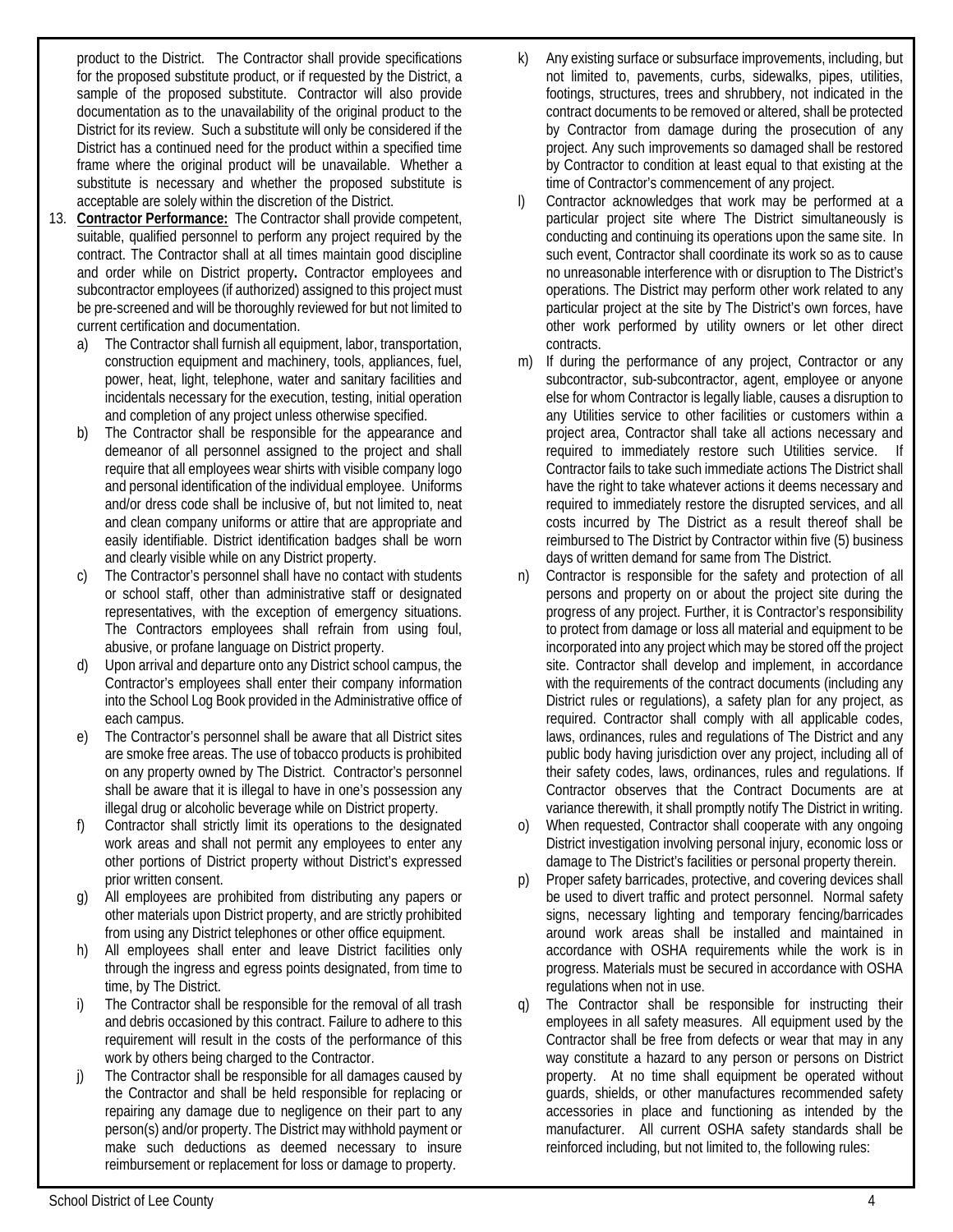product to the District. The Contractor shall provide specifications for the proposed substitute product, or if requested by the District, a sample of the proposed substitute. Contractor will also provide documentation as to the unavailability of the original product to the District for its review. Such a substitute will only be considered if the District has a continued need for the product within a specified time frame where the original product will be unavailable. Whether a substitute is necessary and whether the proposed substitute is acceptable are solely within the discretion of the District.

13. **Contractor Performance:** The Contractor shall provide competent, suitable, qualified personnel to perform any project required by the contract. The Contractor shall at all times maintain good discipline and order while on District property**.** Contractor employees and subcontractor employees (if authorized) assigned to this project must be pre-screened and will be thoroughly reviewed for but not limited to current certification and documentation.
    a) The Contractor shall furnish all equipment, labor, transportation, construction equipment and machinery, tools, appliances, fuel, power, heat, light, telephone, water and sanitary facilities and incidentals necessary for the execution, testing, initial operation and completion of any project unless otherwise specified.
    b) The Contractor shall be responsible for the appearance and demeanor of all personnel assigned to the project and shall require that all employees wear shirts with visible company logo and personal identification of the individual employee. Uniforms and/or dress code shall be inclusive of, but not limited to, neat and clean company uniforms or attire that are appropriate and easily identifiable. District identification badges shall be worn and clearly visible while on any District property.
    c) The Contractor's personnel shall have no contact with students or school staff, other than administrative staff or designated representatives, with the exception of emergency situations. The Contractors employees shall refrain from using foul, abusive, or profane language on District property.
    d) Upon arrival and departure onto any District school campus, the Contractor's employees shall enter their company information into the School Log Book provided in the Administrative office of each campus.
    e) The Contractor's personnel shall be aware that all District sites are smoke free areas. The use of tobacco products is prohibited on any property owned by The District. Contractor's personnel shall be aware that it is illegal to have in one's possession any illegal drug or alcoholic beverage while on District property.
    f) Contractor shall strictly limit its operations to the designated work areas and shall not permit any employees to enter any other portions of District property without District's expressed prior written consent.
    g) All employees are prohibited from distributing any papers or other materials upon District property, and are strictly prohibited from using any District telephones or other office equipment.
    h) All employees shall enter and leave District facilities only through the ingress and egress points designated, from time to time, by The District.
    i) The Contractor shall be responsible for the removal of all trash and debris occasioned by this contract. Failure to adhere to this requirement will result in the costs of the performance of this work by others being charged to the Contractor.
    j) The Contractor shall be responsible for all damages caused by the Contractor and shall be held responsible for replacing or repairing any damage due to negligence on their part to any person(s) and/or property. The District may withhold payment or make such deductions as deemed necessary to insure reimbursement or replacement for loss or damage to property.
    k) Any existing surface or subsurface improvements, including, but not limited to, pavements, curbs, sidewalks, pipes, utilities, footings, structures, trees and shrubbery, not indicated in the contract documents to be removed or altered, shall be protected by Contractor from damage during the prosecution of any project. Any such improvements so damaged shall be restored by Contractor to condition at least equal to that existing at the time of Contractor's commencement of any project.
    l) Contractor acknowledges that work may be performed at a particular project site where The District simultaneously is conducting and continuing its operations upon the same site. In such event, Contractor shall coordinate its work so as to cause no unreasonable interference with or disruption to The District's operations. The District may perform other work related to any particular project at the site by The District's own forces, have other work performed by utility owners or let other direct contracts.
    m) If during the performance of any project, Contractor or any subcontractor, sub-subcontractor, agent, employee or anyone else for whom Contractor is legally liable, causes a disruption to any Utilities service to other facilities or customers within a project area, Contractor shall take all actions necessary and required to immediately restore such Utilities service. If Contractor fails to take such immediate actions The District shall have the right to take whatever actions it deems necessary and required to immediately restore the disrupted services, and all costs incurred by The District as a result thereof shall be reimbursed to The District by Contractor within five (5) business days of written demand for same from The District.
    n) Contractor is responsible for the safety and protection of all persons and property on or about the project site during the progress of any project. Further, it is Contractor's responsibility to protect from damage or loss all material and equipment to be incorporated into any project which may be stored off the project site. Contractor shall develop and implement, in accordance with the requirements of the contract documents (including any District rules or regulations), a safety plan for any project, as required. Contractor shall comply with all applicable codes, laws, ordinances, rules and regulations of The District and any public body having jurisdiction over any project, including all of their safety codes, laws, ordinances, rules and regulations. If Contractor observes that the Contract Documents are at variance therewith, it shall promptly notify The District in writing.
    o) When requested, Contractor shall cooperate with any ongoing District investigation involving personal injury, economic loss or damage to The District's facilities or personal property therein.
    p) Proper safety barricades, protective, and covering devices shall be used to divert traffic and protect personnel. Normal safety signs, necessary lighting and temporary fencing/barricades around work areas shall be installed and maintained in accordance with OSHA requirements while the work is in progress. Materials must be secured in accordance with OSHA regulations when not in use.
    q) The Contractor shall be responsible for instructing their employees in all safety measures. All equipment used by the Contractor shall be free from defects or wear that may in any way constitute a hazard to any person or persons on District property. At no time shall equipment be operated without guards, shields, or other manufactures recommended safety accessories in place and functioning as intended by the manufacturer. All current OSHA safety standards shall be reinforced including, but not limited to, the following rules: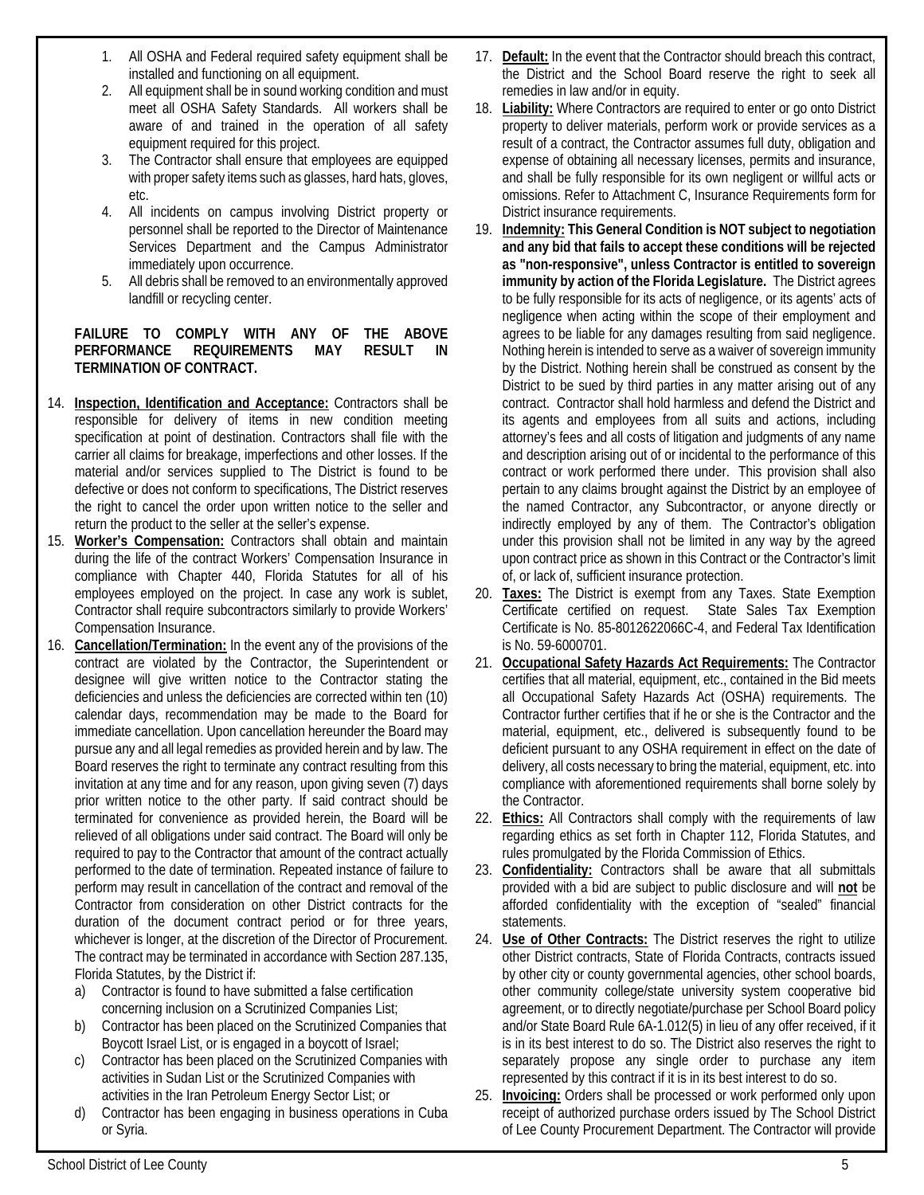1. All OSHA and Federal required safety equipment shall be installed and functioning on all equipment.
2. All equipment shall be in sound working condition and must meet all OSHA Safety Standards. All workers shall be aware of and trained in the operation of all safety equipment required for this project.
3. The Contractor shall ensure that employees are equipped with proper safety items such as glasses, hard hats, gloves, etc.
4. All incidents on campus involving District property or personnel shall be reported to the Director of Maintenance Services Department and the Campus Administrator immediately upon occurrence.
5. All debris shall be removed to an environmentally approved landfill or recycling center.

**FAILURE TO COMPLY WITH ANY OF THE ABOVE PERFORMANCE REQUIREMENTS MAY RESULT IN TERMINATION OF CONTRACT.**

14. **Inspection, Identification and Acceptance:** Contractors shall be responsible for delivery of items in new condition meeting specification at point of destination. Contractors shall file with the carrier all claims for breakage, imperfections and other losses. If the material and/or services supplied to The District is found to be defective or does not conform to specifications, The District reserves the right to cancel the order upon written notice to the seller and return the product to the seller at the seller's expense.
15. **Worker's Compensation:** Contractors shall obtain and maintain during the life of the contract Workers' Compensation Insurance in compliance with Chapter 440, Florida Statutes for all of his employees employed on the project. In case any work is sublet, Contractor shall require subcontractors similarly to provide Workers' Compensation Insurance.
16. **Cancellation/Termination:** In the event any of the provisions of the contract are violated by the Contractor, the Superintendent or designee will give written notice to the Contractor stating the deficiencies and unless the deficiencies are corrected within ten (10) calendar days, recommendation may be made to the Board for immediate cancellation. Upon cancellation hereunder the Board may pursue any and all legal remedies as provided herein and by law. The Board reserves the right to terminate any contract resulting from this invitation at any time and for any reason, upon giving seven (7) days prior written notice to the other party. If said contract should be terminated for convenience as provided herein, the Board will be relieved of all obligations under said contract. The Board will only be required to pay to the Contractor that amount of the contract actually performed to the date of termination. Repeated instance of failure to perform may result in cancellation of the contract and removal of the Contractor from consideration on other District contracts for the duration of the document contract period or for three years, whichever is longer, at the discretion of the Director of Procurement. The contract may be terminated in accordance with Section 287.135, Florida Statutes, by the District if:
    a) Contractor is found to have submitted a false certification concerning inclusion on a Scrutinized Companies List;
    b) Contractor has been placed on the Scrutinized Companies that Boycott Israel List, or is engaged in a boycott of Israel;
    c) Contractor has been placed on the Scrutinized Companies with activities in Sudan List or the Scrutinized Companies with activities in the Iran Petroleum Energy Sector List; or
    d) Contractor has been engaging in business operations in Cuba or Syria.
17. **Default:** In the event that the Contractor should breach this contract, the District and the School Board reserve the right to seek all remedies in law and/or in equity.
18. **Liability:** Where Contractors are required to enter or go onto District property to deliver materials, perform work or provide services as a result of a contract, the Contractor assumes full duty, obligation and expense of obtaining all necessary licenses, permits and insurance, and shall be fully responsible for its own negligent or willful acts or omissions. Refer to Attachment C, Insurance Requirements form for District insurance requirements.
19. **Indemnity: This General Condition is NOT subject to negotiation and any bid that fails to accept these conditions will be rejected as "non-responsive", unless Contractor is entitled to sovereign immunity by action of the Florida Legislature.** The District agrees to be fully responsible for its acts of negligence, or its agents' acts of negligence when acting within the scope of their employment and agrees to be liable for any damages resulting from said negligence. Nothing herein is intended to serve as a waiver of sovereign immunity by the District. Nothing herein shall be construed as consent by the District to be sued by third parties in any matter arising out of any contract. Contractor shall hold harmless and defend the District and its agents and employees from all suits and actions, including attorney's fees and all costs of litigation and judgments of any name and description arising out of or incidental to the performance of this contract or work performed there under. This provision shall also pertain to any claims brought against the District by an employee of the named Contractor, any Subcontractor, or anyone directly or indirectly employed by any of them. The Contractor's obligation under this provision shall not be limited in any way by the agreed upon contract price as shown in this Contract or the Contractor's limit of, or lack of, sufficient insurance protection.
20. **Taxes:** The District is exempt from any Taxes. State Exemption Certificate certified on request. State Sales Tax Exemption Certificate is No. 85-8012622066C-4, and Federal Tax Identification is No. 59-6000701.
21. **Occupational Safety Hazards Act Requirements:** The Contractor certifies that all material, equipment, etc., contained in the Bid meets all Occupational Safety Hazards Act (OSHA) requirements. The Contractor further certifies that if he or she is the Contractor and the material, equipment, etc., delivered is subsequently found to be deficient pursuant to any OSHA requirement in effect on the date of delivery, all costs necessary to bring the material, equipment, etc. into compliance with aforementioned requirements shall borne solely by the Contractor.
22. **Ethics:** All Contractors shall comply with the requirements of law regarding ethics as set forth in Chapter 112, Florida Statutes, and rules promulgated by the Florida Commission of Ethics.
23. **Confidentiality:** Contractors shall be aware that all submittals provided with a bid are subject to public disclosure and will **not** be afforded confidentiality with the exception of "sealed" financial statements.
24. **Use of Other Contracts:** The District reserves the right to utilize other District contracts, State of Florida Contracts, contracts issued by other city or county governmental agencies, other school boards, other community college/state university system cooperative bid agreement, or to directly negotiate/purchase per School Board policy and/or State Board Rule 6A-1.012(5) in lieu of any offer received, if it is in its best interest to do so. The District also reserves the right to separately propose any single order to purchase any item represented by this contract if it is in its best interest to do so.
25. **Invoicing:** Orders shall be processed or work performed only upon receipt of authorized purchase orders issued by The School District of Lee County Procurement Department. The Contractor will provide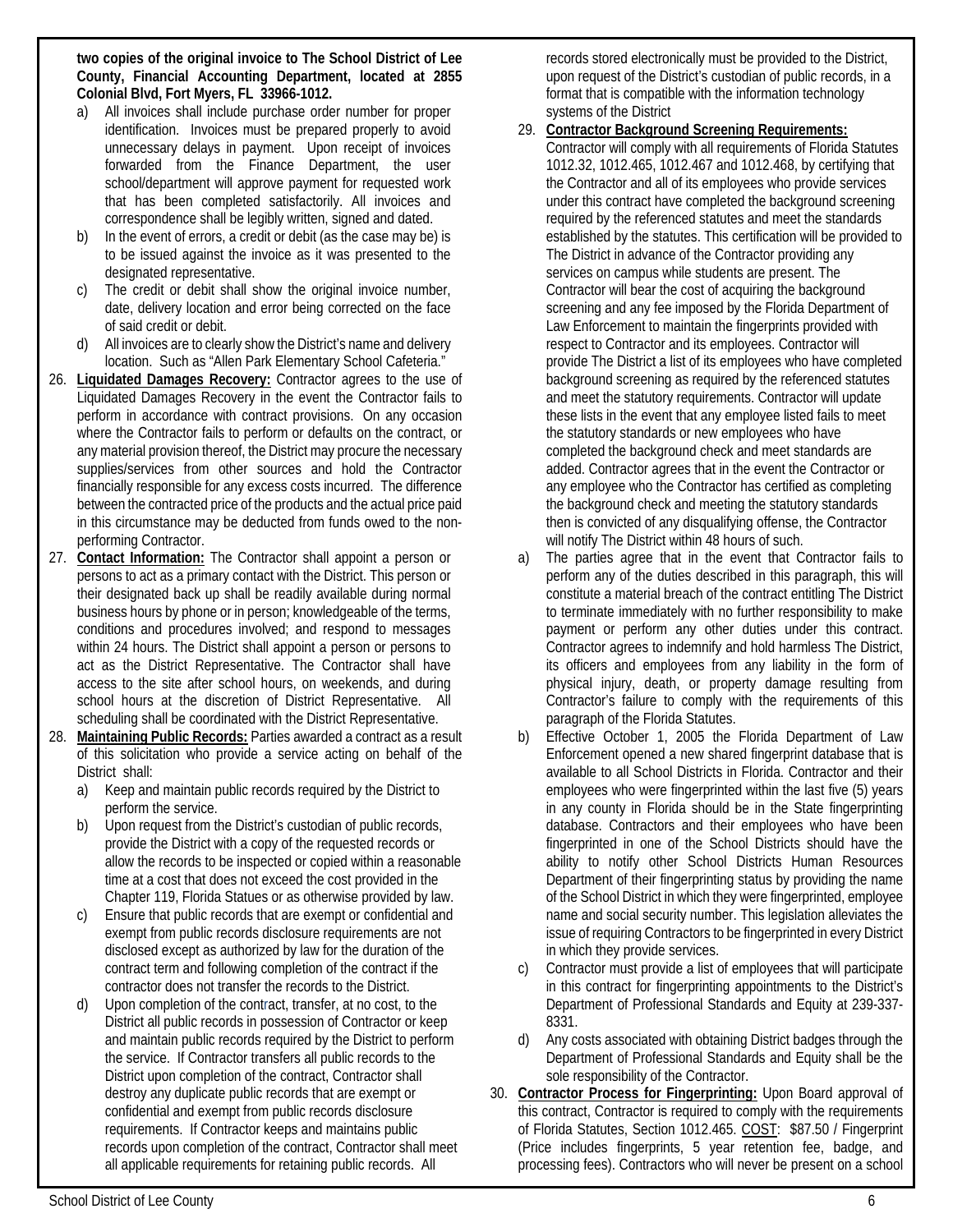**two copies of the original invoice to The School District of Lee County, Financial Accounting Department, located at 2855 Colonial Blvd, Fort Myers, FL 33966-1012.**

a) All invoices shall include purchase order number for proper identification. Invoices must be prepared properly to avoid unnecessary delays in payment. Upon receipt of invoices forwarded from the Finance Department, the user school/department will approve payment for requested work that has been completed satisfactorily. All invoices and correspondence shall be legibly written, signed and dated.

b) In the event of errors, a credit or debit (as the case may be) is to be issued against the invoice as it was presented to the designated representative.

c) The credit or debit shall show the original invoice number, date, delivery location and error being corrected on the face of said credit or debit.

d) All invoices are to clearly show the District's name and delivery location. Such as "Allen Park Elementary School Cafeteria."

26. **Liquidated Damages Recovery:** Contractor agrees to the use of Liquidated Damages Recovery in the event the Contractor fails to perform in accordance with contract provisions. On any occasion where the Contractor fails to perform or defaults on the contract, or any material provision thereof, the District may procure the necessary supplies/services from other sources and hold the Contractor financially responsible for any excess costs incurred. The difference between the contracted price of the products and the actual price paid in this circumstance may be deducted from funds owed to the non-performing Contractor.

27. **Contact Information:** The Contractor shall appoint a person or persons to act as a primary contact with the District. This person or their designated back up shall be readily available during normal business hours by phone or in person; knowledgeable of the terms, conditions and procedures involved; and respond to messages within 24 hours. The District shall appoint a person or persons to act as the District Representative. The Contractor shall have access to the site after school hours, on weekends, and during school hours at the discretion of District Representative. All scheduling shall be coordinated with the District Representative.

28. **Maintaining Public Records:** Parties awarded a contract as a result of this solicitation who provide a service acting on behalf of the District shall:

    a) Keep and maintain public records required by the District to perform the service.

    b) Upon request from the District's custodian of public records, provide the District with a copy of the requested records or allow the records to be inspected or copied within a reasonable time at a cost that does not exceed the cost provided in the Chapter 119, Florida Statues or as otherwise provided by law.

    c) Ensure that public records that are exempt or confidential and exempt from public records disclosure requirements are not disclosed except as authorized by law for the duration of the contract term and following completion of the contract if the contractor does not transfer the records to the District.

    d) Upon completion of the contract, transfer, at no cost, to the District all public records in possession of Contractor or keep and maintain public records required by the District to perform the service. If Contractor transfers all public records to the District upon completion of the contract, Contractor shall destroy any duplicate public records that are exempt or confidential and exempt from public records disclosure requirements. If Contractor keeps and maintains public records upon completion of the contract, Contractor shall meet all applicable requirements for retaining public records. All records stored electronically must be provided to the District, upon request of the District's custodian of public records, in a format that is compatible with the information technology systems of the District

29. **Contractor Background Screening Requirements:** Contractor will comply with all requirements of Florida Statutes 1012.32, 1012.465, 1012.467 and 1012.468, by certifying that the Contractor and all of its employees who provide services under this contract have completed the background screening required by the referenced statutes and meet the standards established by the statutes. This certification will be provided to The District in advance of the Contractor providing any services on campus while students are present. The Contractor will bear the cost of acquiring the background screening and any fee imposed by the Florida Department of Law Enforcement to maintain the fingerprints provided with respect to Contractor and its employees. Contractor will provide The District a list of its employees who have completed background screening as required by the referenced statutes and meet the statutory requirements. Contractor will update these lists in the event that any employee listed fails to meet the statutory standards or new employees who have completed the background check and meet standards are added. Contractor agrees that in the event the Contractor or any employee who the Contractor has certified as completing the background check and meeting the statutory standards then is convicted of any disqualifying offense, the Contractor will notify The District within 48 hours of such.

    a) The parties agree that in the event that Contractor fails to perform any of the duties described in this paragraph, this will constitute a material breach of the contract entitling The District to terminate immediately with no further responsibility to make payment or perform any other duties under this contract. Contractor agrees to indemnify and hold harmless The District, its officers and employees from any liability in the form of physical injury, death, or property damage resulting from Contractor's failure to comply with the requirements of this paragraph of the Florida Statutes.

    b) Effective October 1, 2005 the Florida Department of Law Enforcement opened a new shared fingerprint database that is available to all School Districts in Florida. Contractor and their employees who were fingerprinted within the last five (5) years in any county in Florida should be in the State fingerprinting database. Contractors and their employees who have been fingerprinted in one of the School Districts should have the ability to notify other School Districts Human Resources Department of their fingerprinting status by providing the name of the School District in which they were fingerprinted, employee name and social security number. This legislation alleviates the issue of requiring Contractors to be fingerprinted in every District in which they provide services.

    c) Contractor must provide a list of employees that will participate in this contract for fingerprinting appointments to the District's Department of Professional Standards and Equity at 239-337-8331.

    d) Any costs associated with obtaining District badges through the Department of Professional Standards and Equity shall be the sole responsibility of the Contractor.

30. **Contractor Process for Fingerprinting:** Upon Board approval of this contract, Contractor is required to comply with the requirements of Florida Statutes, Section 1012.465. COST: $87.50 / Fingerprint (Price includes fingerprints, 5 year retention fee, badge, and processing fees). Contractors who will never be present on a school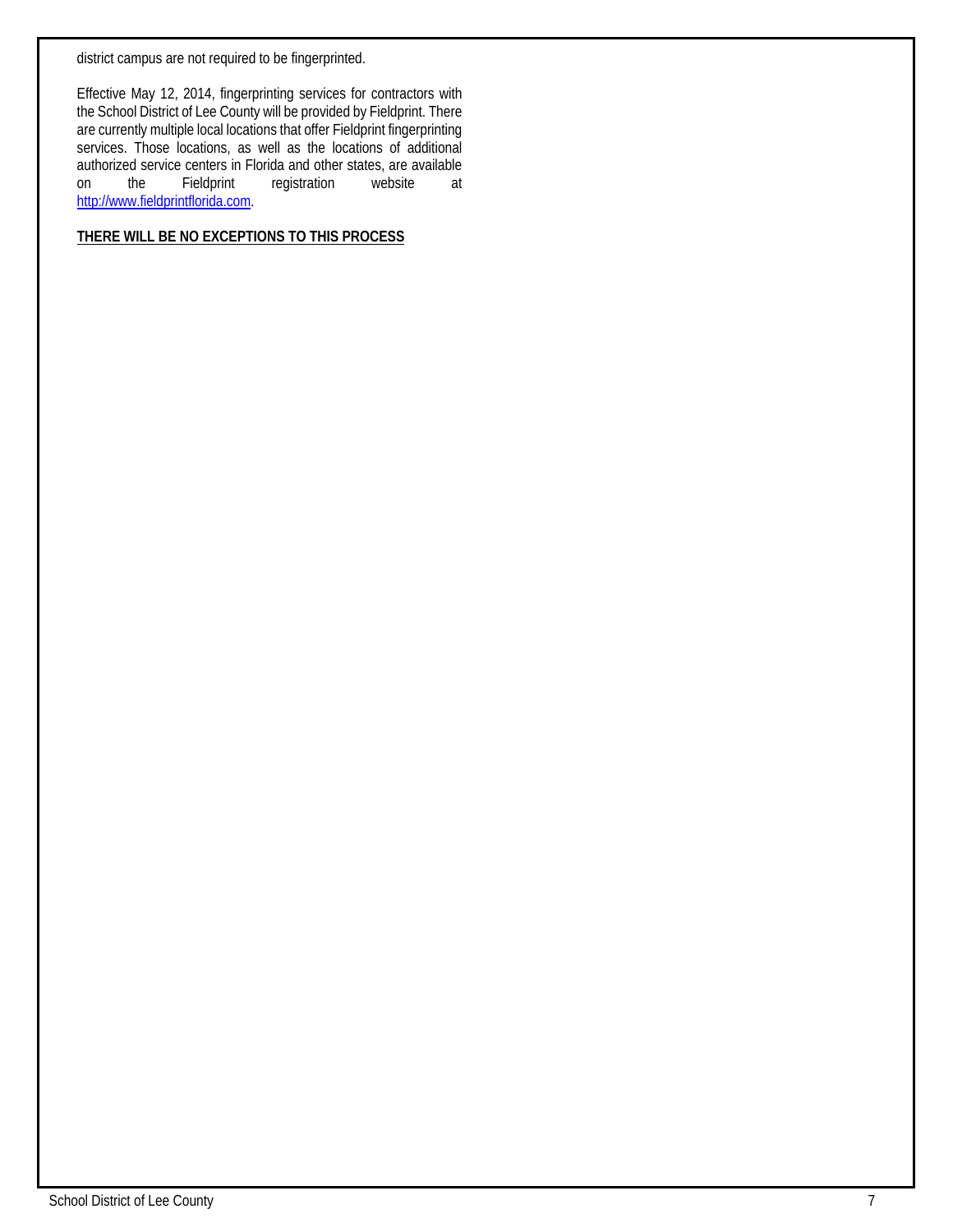district campus are not required to be fingerprinted.

Effective May 12, 2014, fingerprinting services for contractors with the School District of Lee County will be provided by Fieldprint. There are currently multiple local locations that offer Fieldprint fingerprinting services. Those locations, as well as the locations of additional authorized service centers in Florida and other states, are available on the Fieldprint registration website at http://www.fieldprintflorida.com.

**THERE WILL BE NO EXCEPTIONS TO THIS PROCESS**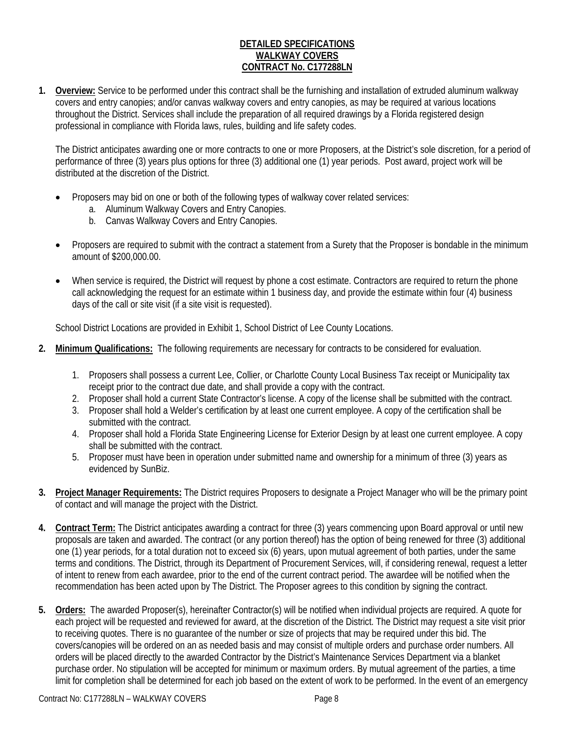**DETAILED SPECIFICATIONS**
**WALKWAY COVERS**
**CONTRACT No. C177288LN**

1. **Overview:** Service to be performed under this contract shall be the furnishing and installation of extruded aluminum walkway covers and entry canopies; and/or canvas walkway covers and entry canopies, as may be required at various locations throughout the District. Services shall include the preparation of all required drawings by a Florida registered design professional in compliance with Florida laws, rules, building and life safety codes.

   The District anticipates awarding one or more contracts to one or more Proposers, at the District's sole discretion, for a period of performance of three (3) years plus options for three (3) additional one (1) year periods. Post award, project work will be distributed at the discretion of the District.

   - Proposers may bid on one or both of the following types of walkway cover related services:
     a. Aluminum Walkway Covers and Entry Canopies.
     b. Canvas Walkway Covers and Entry Canopies.

   - Proposers are required to submit with the contract a statement from a Surety that the Proposer is bondable in the minimum amount of $200,000.00.

   - When service is required, the District will request by phone a cost estimate. Contractors are required to return the phone call acknowledging the request for an estimate within 1 business day, and provide the estimate within four (4) business days of the call or site visit (if a site visit is requested).

   School District Locations are provided in Exhibit 1, School District of Lee County Locations.

2. **Minimum Qualifications:** The following requirements are necessary for contracts to be considered for evaluation.

   1. Proposers shall possess a current Lee, Collier, or Charlotte County Local Business Tax receipt or Municipality tax receipt prior to the contract due date, and shall provide a copy with the contract.
   2. Proposer shall hold a current State Contractor's license. A copy of the license shall be submitted with the contract.
   3. Proposer shall hold a Welder's certification by at least one current employee. A copy of the certification shall be submitted with the contract.
   4. Proposer shall hold a Florida State Engineering License for Exterior Design by at least one current employee. A copy shall be submitted with the contract.
   5. Proposer must have been in operation under submitted name and ownership for a minimum of three (3) years as evidenced by SunBiz.

3. **Project Manager Requirements:** The District requires Proposers to designate a Project Manager who will be the primary point of contact and will manage the project with the District.

4. **Contract Term:** The District anticipates awarding a contract for three (3) years commencing upon Board approval or until new proposals are taken and awarded. The contract (or any portion thereof) has the option of being renewed for three (3) additional one (1) year periods, for a total duration not to exceed six (6) years, upon mutual agreement of both parties, under the same terms and conditions. The District, through its Department of Procurement Services, will, if considering renewal, request a letter of intent to renew from each awardee, prior to the end of the current contract period. The awardee will be notified when the recommendation has been acted upon by The District. The Proposer agrees to this condition by signing the contract.

5. **Orders:** The awarded Proposer(s), hereinafter Contractor(s) will be notified when individual projects are required. A quote for each project will be requested and reviewed for award, at the discretion of the District. The District may request a site visit prior to receiving quotes. There is no guarantee of the number or size of projects that may be required under this bid. The covers/canopies will be ordered on an as needed basis and may consist of multiple orders and purchase order numbers. All orders will be placed directly to the awarded Contractor by the District's Maintenance Services Department via a blanket purchase order. No stipulation will be accepted for minimum or maximum orders. By mutual agreement of the parties, a time limit for completion shall be determined for each job based on the extent of work to be performed. In the event of an emergency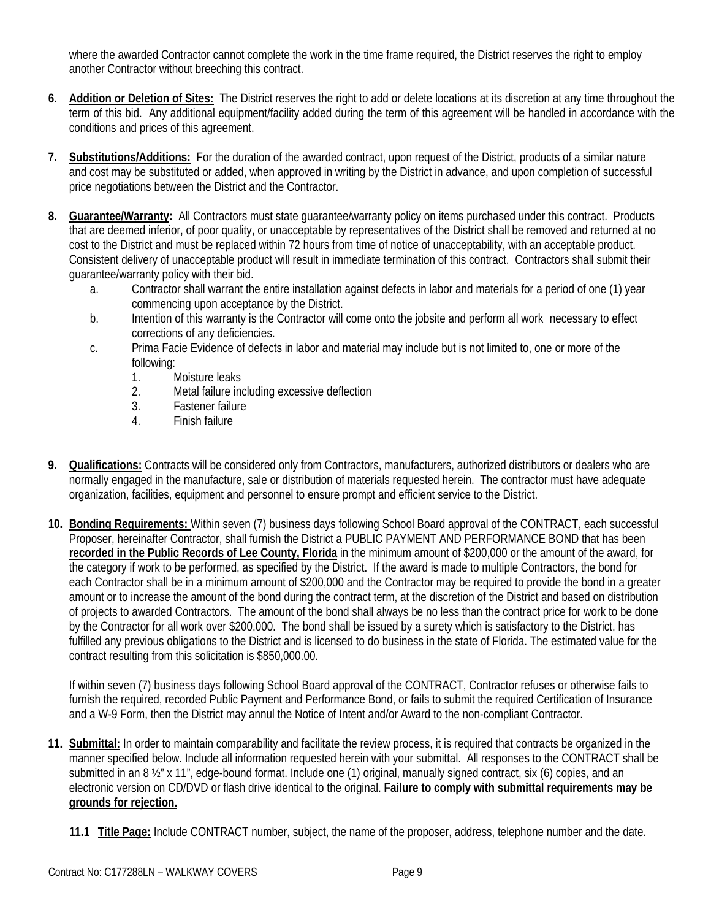where the awarded Contractor cannot complete the work in the time frame required, the District reserves the right to employ another Contractor without breeching this contract.

6. **Addition or Deletion of Sites:** The District reserves the right to add or delete locations at its discretion at any time throughout the term of this bid. Any additional equipment/facility added during the term of this agreement will be handled in accordance with the conditions and prices of this agreement.

7. **Substitutions/Additions:** For the duration of the awarded contract, upon request of the District, products of a similar nature and cost may be substituted or added, when approved in writing by the District in advance, and upon completion of successful price negotiations between the District and the Contractor.

8. **Guarantee/Warranty:** All Contractors must state guarantee/warranty policy on items purchased under this contract. Products that are deemed inferior, of poor quality, or unacceptable by representatives of the District shall be removed and returned at no cost to the District and must be replaced within 72 hours from time of notice of unacceptability, with an acceptable product. Consistent delivery of unacceptable product will result in immediate termination of this contract. Contractors shall submit their guarantee/warranty policy with their bid.
   a. Contractor shall warrant the entire installation against defects in labor and materials for a period of one (1) year commencing upon acceptance by the District.
   b. Intention of this warranty is the Contractor will come onto the jobsite and perform all work necessary to effect corrections of any deficiencies.
   c. Prima Facie Evidence of defects in labor and material may include but is not limited to, one or more of the following:
      1. Moisture leaks
      2. Metal failure including excessive deflection
      3. Fastener failure
      4. Finish failure

9. **Qualifications:** Contracts will be considered only from Contractors, manufacturers, authorized distributors or dealers who are normally engaged in the manufacture, sale or distribution of materials requested herein. The contractor must have adequate organization, facilities, equipment and personnel to ensure prompt and efficient service to the District.

10. **Bonding Requirements:** Within seven (7) business days following School Board approval of the CONTRACT, each successful Proposer, hereinafter Contractor, shall furnish the District a PUBLIC PAYMENT AND PERFORMANCE BOND that has been **recorded in the Public Records of Lee County, Florida** in the minimum amount of $200,000 or the amount of the award, for the category if work to be performed, as specified by the District. If the award is made to multiple Contractors, the bond for each Contractor shall be in a minimum amount of $200,000 and the Contractor may be required to provide the bond in a greater amount or to increase the amount of the bond during the contract term, at the discretion of the District and based on distribution of projects to awarded Contractors. The amount of the bond shall always be no less than the contract price for work to be done by the Contractor for all work over $200,000. The bond shall be issued by a surety which is satisfactory to the District, has fulfilled any previous obligations to the District and is licensed to do business in the state of Florida. The estimated value for the contract resulting from this solicitation is $850,000.00.

    If within seven (7) business days following School Board approval of the CONTRACT, Contractor refuses or otherwise fails to furnish the required, recorded Public Payment and Performance Bond, or fails to submit the required Certification of Insurance and a W-9 Form, then the District may annul the Notice of Intent and/or Award to the non-compliant Contractor.

11. **Submittal:** In order to maintain comparability and facilitate the review process, it is required that contracts be organized in the manner specified below. Include all information requested herein with your submittal. All responses to the CONTRACT shall be submitted in an 8 ½" x 11", edge-bound format. Include one (1) original, manually signed contract, six (6) copies, and an electronic version on CD/DVD or flash drive identical to the original. **Failure to comply with submittal requirements may be grounds for rejection.**

    **11.1 Title Page:** Include CONTRACT number, subject, the name of the proposer, address, telephone number and the date.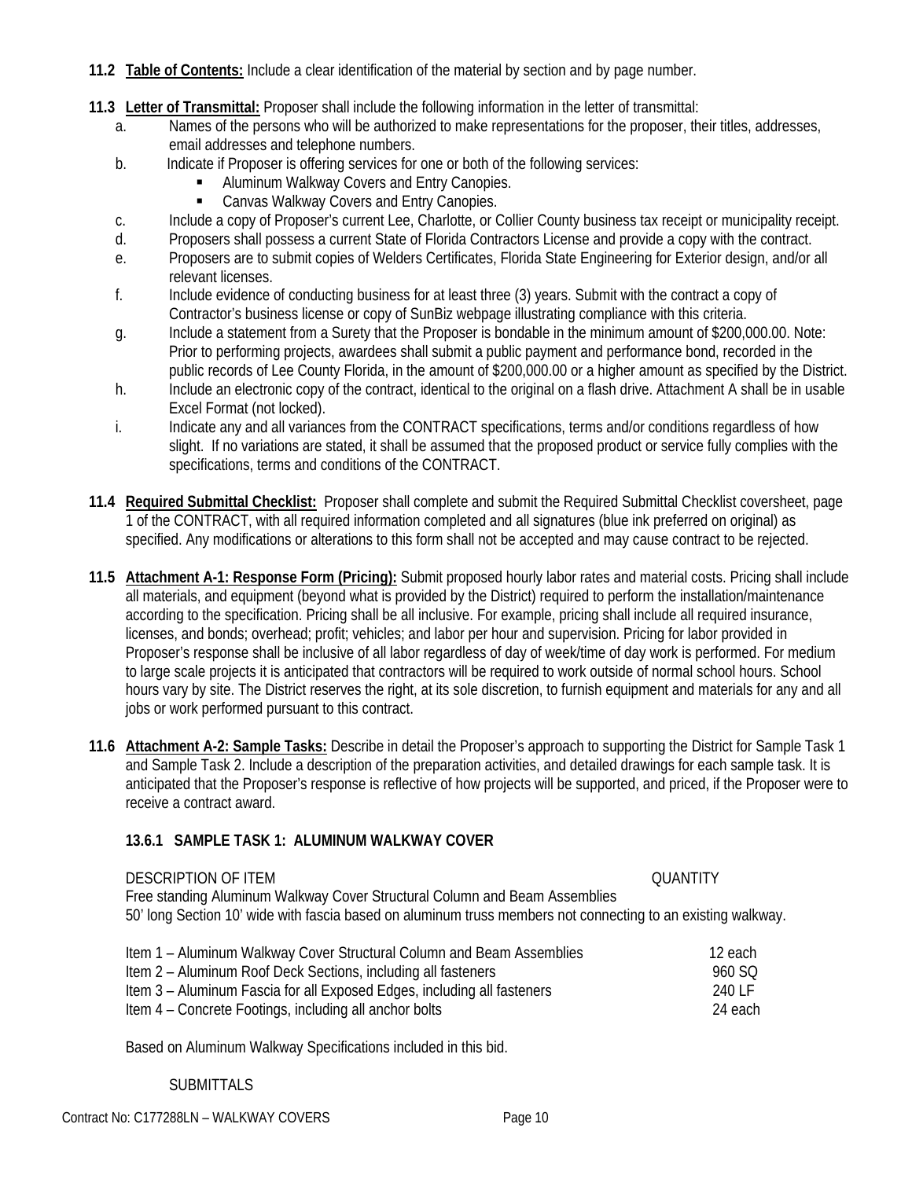**11.2 Table of Contents:** Include a clear identification of the material by section and by page number.

**11.3 Letter of Transmittal:** Proposer shall include the following information in the letter of transmittal:

a. Names of the persons who will be authorized to make representations for the proposer, their titles, addresses, email addresses and telephone numbers.

b. Indicate if Proposer is offering services for one or both of the following services:
   - Aluminum Walkway Covers and Entry Canopies.
   - Canvas Walkway Covers and Entry Canopies.

c. Include a copy of Proposer's current Lee, Charlotte, or Collier County business tax receipt or municipality receipt.

d. Proposers shall possess a current State of Florida Contractors License and provide a copy with the contract.

e. Proposers are to submit copies of Welders Certificates, Florida State Engineering for Exterior design, and/or all relevant licenses.

f. Include evidence of conducting business for at least three (3) years. Submit with the contract a copy of Contractor's business license or copy of SunBiz webpage illustrating compliance with this criteria.

g. Include a statement from a Surety that the Proposer is bondable in the minimum amount of $200,000.00. Note: Prior to performing projects, awardees shall submit a public payment and performance bond, recorded in the public records of Lee County Florida, in the amount of $200,000.00 or a higher amount as specified by the District.

h. Include an electronic copy of the contract, identical to the original on a flash drive. Attachment A shall be in usable Excel Format (not locked).

i. Indicate any and all variances from the CONTRACT specifications, terms and/or conditions regardless of how slight. If no variations are stated, it shall be assumed that the proposed product or service fully complies with the specifications, terms and conditions of the CONTRACT.

**11.4 Required Submittal Checklist:** Proposer shall complete and submit the Required Submittal Checklist coversheet, page 1 of the CONTRACT, with all required information completed and all signatures (blue ink preferred on original) as specified. Any modifications or alterations to this form shall not be accepted and may cause contract to be rejected.

**11.5 Attachment A-1: Response Form (Pricing):** Submit proposed hourly labor rates and material costs. Pricing shall include all materials, and equipment (beyond what is provided by the District) required to perform the installation/maintenance according to the specification. Pricing shall be all inclusive. For example, pricing shall include all required insurance, licenses, and bonds; overhead; profit; vehicles; and labor per hour and supervision. Pricing for labor provided in Proposer's response shall be inclusive of all labor regardless of day of week/time of day work is performed. For medium to large scale projects it is anticipated that contractors will be required to work outside of normal school hours. School hours vary by site. The District reserves the right, at its sole discretion, to furnish equipment and materials for any and all jobs or work performed pursuant to this contract.

**11.6 Attachment A-2: Sample Tasks:** Describe in detail the Proposer's approach to supporting the District for Sample Task 1 and Sample Task 2. Include a description of the preparation activities, and detailed drawings for each sample task. It is anticipated that the Proposer's response is reflective of how projects will be supported, and priced, if the Proposer were to receive a contract award.

**13.6.1 SAMPLE TASK 1: ALUMINUM WALKWAY COVER**

| DESCRIPTION OF ITEM | QUANTITY |
|---|---|
| Free standing Aluminum Walkway Cover Structural Column and Beam Assemblies<br>50' long Section 10' wide with fascia based on aluminum truss members not connecting to an existing walkway. | |
| Item 1 – Aluminum Walkway Cover Structural Column and Beam Assemblies | 12 each |
| Item 2 – Aluminum Roof Deck Sections, including all fasteners | 960 SQ |
| Item 3 – Aluminum Fascia for all Exposed Edges, including all fasteners | 240 LF |
| Item 4 – Concrete Footings, including all anchor bolts | 24 each |

Based on Aluminum Walkway Specifications included in this bid.

SUBMITTALS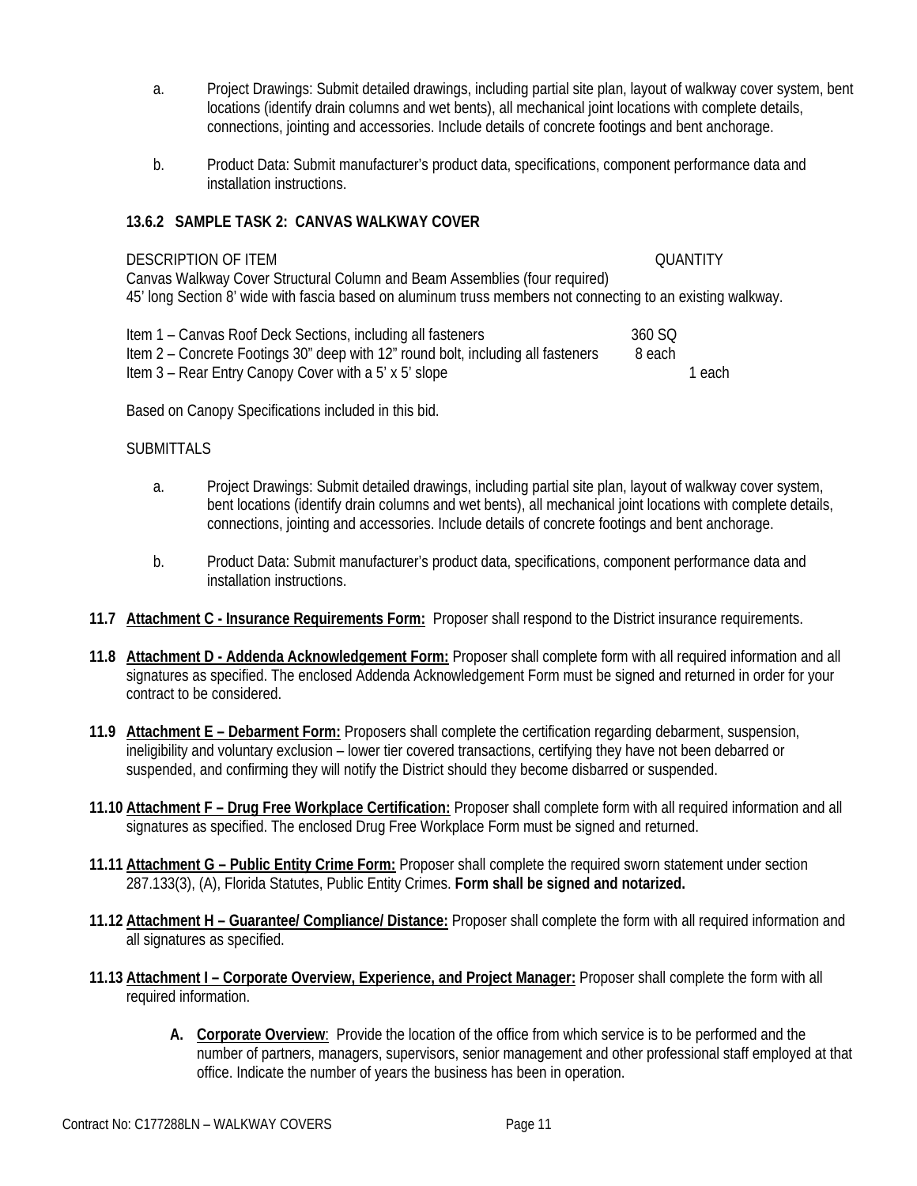a. Project Drawings: Submit detailed drawings, including partial site plan, layout of walkway cover system, bent locations (identify drain columns and wet bents), all mechanical joint locations with complete details, connections, jointing and accessories. Include details of concrete footings and bent anchorage.

b. Product Data: Submit manufacturer's product data, specifications, component performance data and installation instructions.

### 13.6.2 SAMPLE TASK 2: CANVAS WALKWAY COVER

DESCRIPTION OF ITEM QUANTITY

Canvas Walkway Cover Structural Column and Beam Assemblies (four required)
45' long Section 8' wide with fascia based on aluminum truss members not connecting to an existing walkway.

| DESCRIPTION OF ITEM | QUANTITY |
|---|---|
| Item 1 – Canvas Roof Deck Sections, including all fasteners | 360 SQ |
| Item 2 – Concrete Footings 30" deep with 12" round bolt, including all fasteners | 8 each |
| Item 3 – Rear Entry Canopy Cover with a 5' x 5' slope | 1 each |

Based on Canopy Specifications included in this bid.

SUBMITTALS

a. Project Drawings: Submit detailed drawings, including partial site plan, layout of walkway cover system, bent locations (identify drain columns and wet bents), all mechanical joint locations with complete details, connections, jointing and accessories. Include details of concrete footings and bent anchorage.

b. Product Data: Submit manufacturer's product data, specifications, component performance data and installation instructions.

**11.7 Attachment C - Insurance Requirements Form:** Proposer shall respond to the District insurance requirements.

**11.8 Attachment D - Addenda Acknowledgement Form:** Proposer shall complete form with all required information and all signatures as specified. The enclosed Addenda Acknowledgement Form must be signed and returned in order for your contract to be considered.

**11.9 Attachment E – Debarment Form:** Proposers shall complete the certification regarding debarment, suspension, ineligibility and voluntary exclusion – lower tier covered transactions, certifying they have not been debarred or suspended, and confirming they will notify the District should they become disbarred or suspended.

**11.10 Attachment F – Drug Free Workplace Certification:** Proposer shall complete form with all required information and all signatures as specified. The enclosed Drug Free Workplace Form must be signed and returned.

**11.11 Attachment G – Public Entity Crime Form:** Proposer shall complete the required sworn statement under section 287.133(3), (A), Florida Statutes, Public Entity Crimes. **Form shall be signed and notarized.**

**11.12 Attachment H – Guarantee/ Compliance/ Distance:** Proposer shall complete the form with all required information and all signatures as specified.

**11.13 Attachment I – Corporate Overview, Experience, and Project Manager:** Proposer shall complete the form with all required information.

**A. Corporate Overview**: Provide the location of the office from which service is to be performed and the number of partners, managers, supervisors, senior management and other professional staff employed at that office. Indicate the number of years the business has been in operation.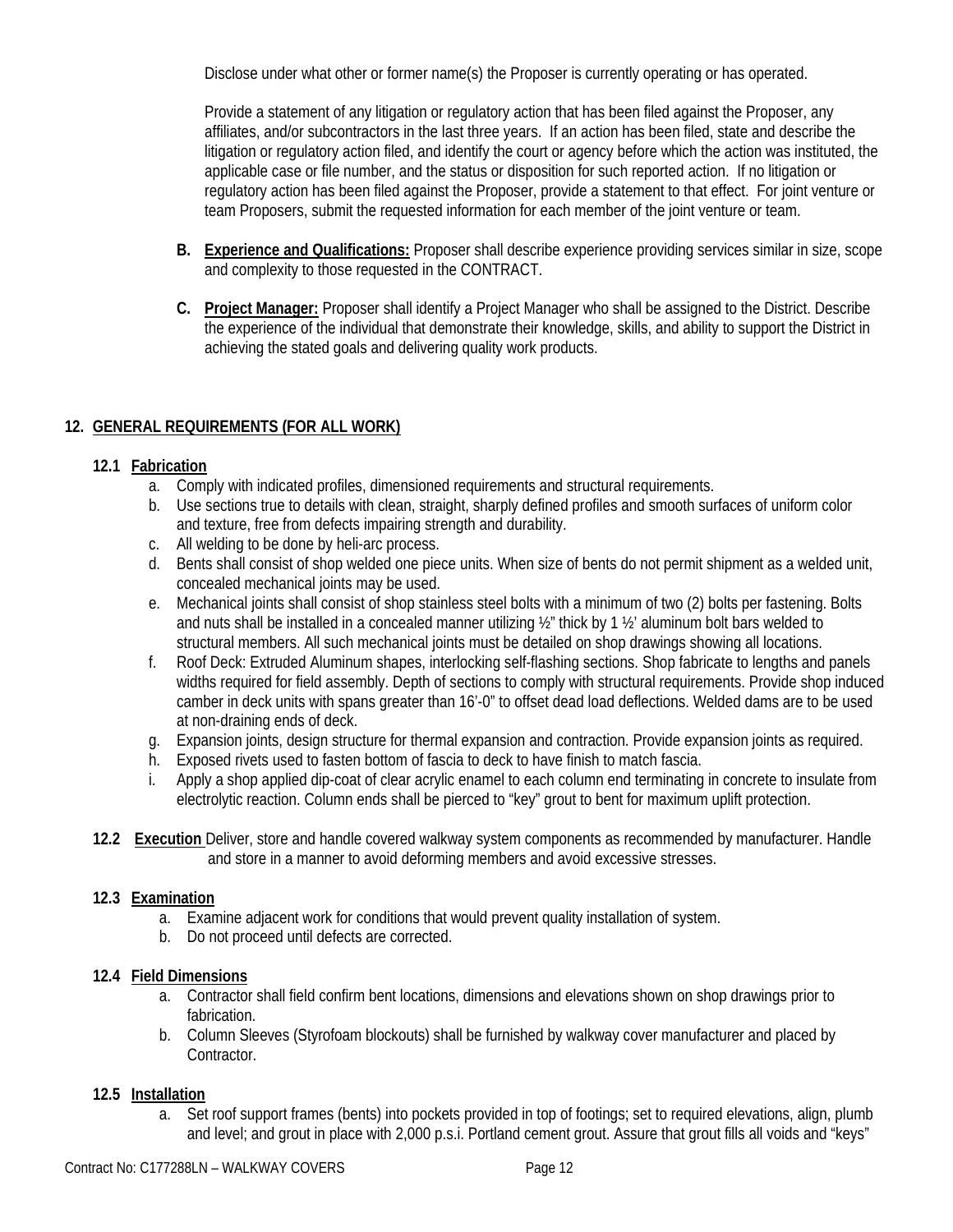Disclose under what other or former name(s) the Proposer is currently operating or has operated.

Provide a statement of any litigation or regulatory action that has been filed against the Proposer, any affiliates, and/or subcontractors in the last three years. If an action has been filed, state and describe the litigation or regulatory action filed, and identify the court or agency before which the action was instituted, the applicable case or file number, and the status or disposition for such reported action. If no litigation or regulatory action has been filed against the Proposer, provide a statement to that effect. For joint venture or team Proposers, submit the requested information for each member of the joint venture or team.

**B. Experience and Qualifications:** Proposer shall describe experience providing services similar in size, scope and complexity to those requested in the CONTRACT.

**C. Project Manager:** Proposer shall identify a Project Manager who shall be assigned to the District. Describe the experience of the individual that demonstrate their knowledge, skills, and ability to support the District in achieving the stated goals and delivering quality work products.

## 12. GENERAL REQUIREMENTS (FOR ALL WORK)

### 12.1 Fabrication

a. Comply with indicated profiles, dimensioned requirements and structural requirements.
b. Use sections true to details with clean, straight, sharply defined profiles and smooth surfaces of uniform color and texture, free from defects impairing strength and durability.
c. All welding to be done by heli-arc process.
d. Bents shall consist of shop welded one piece units. When size of bents do not permit shipment as a welded unit, concealed mechanical joints may be used.
e. Mechanical joints shall consist of shop stainless steel bolts with a minimum of two (2) bolts per fastening. Bolts and nuts shall be installed in a concealed manner utilizing ½" thick by 1 ½' aluminum bolt bars welded to structural members. All such mechanical joints must be detailed on shop drawings showing all locations.
f. Roof Deck: Extruded Aluminum shapes, interlocking self-flashing sections. Shop fabricate to lengths and panels widths required for field assembly. Depth of sections to comply with structural requirements. Provide shop induced camber in deck units with spans greater than 16'-0" to offset dead load deflections. Welded dams are to be used at non-draining ends of deck.
g. Expansion joints, design structure for thermal expansion and contraction. Provide expansion joints as required.
h. Exposed rivets used to fasten bottom of fascia to deck to have finish to match fascia.
i. Apply a shop applied dip-coat of clear acrylic enamel to each column end terminating in concrete to insulate from electrolytic reaction. Column ends shall be pierced to "key" grout to bent for maximum uplift protection.

### 12.2 Execution

Deliver, store and handle covered walkway system components as recommended by manufacturer. Handle and store in a manner to avoid deforming members and avoid excessive stresses.

### 12.3 Examination

a. Examine adjacent work for conditions that would prevent quality installation of system.
b. Do not proceed until defects are corrected.

### 12.4 Field Dimensions

a. Contractor shall field confirm bent locations, dimensions and elevations shown on shop drawings prior to fabrication.
b. Column Sleeves (Styrofoam blockouts) shall be furnished by walkway cover manufacturer and placed by Contractor.

### 12.5 Installation

a. Set roof support frames (bents) into pockets provided in top of footings; set to required elevations, align, plumb and level; and grout in place with 2,000 p.s.i. Portland cement grout. Assure that grout fills all voids and "keys"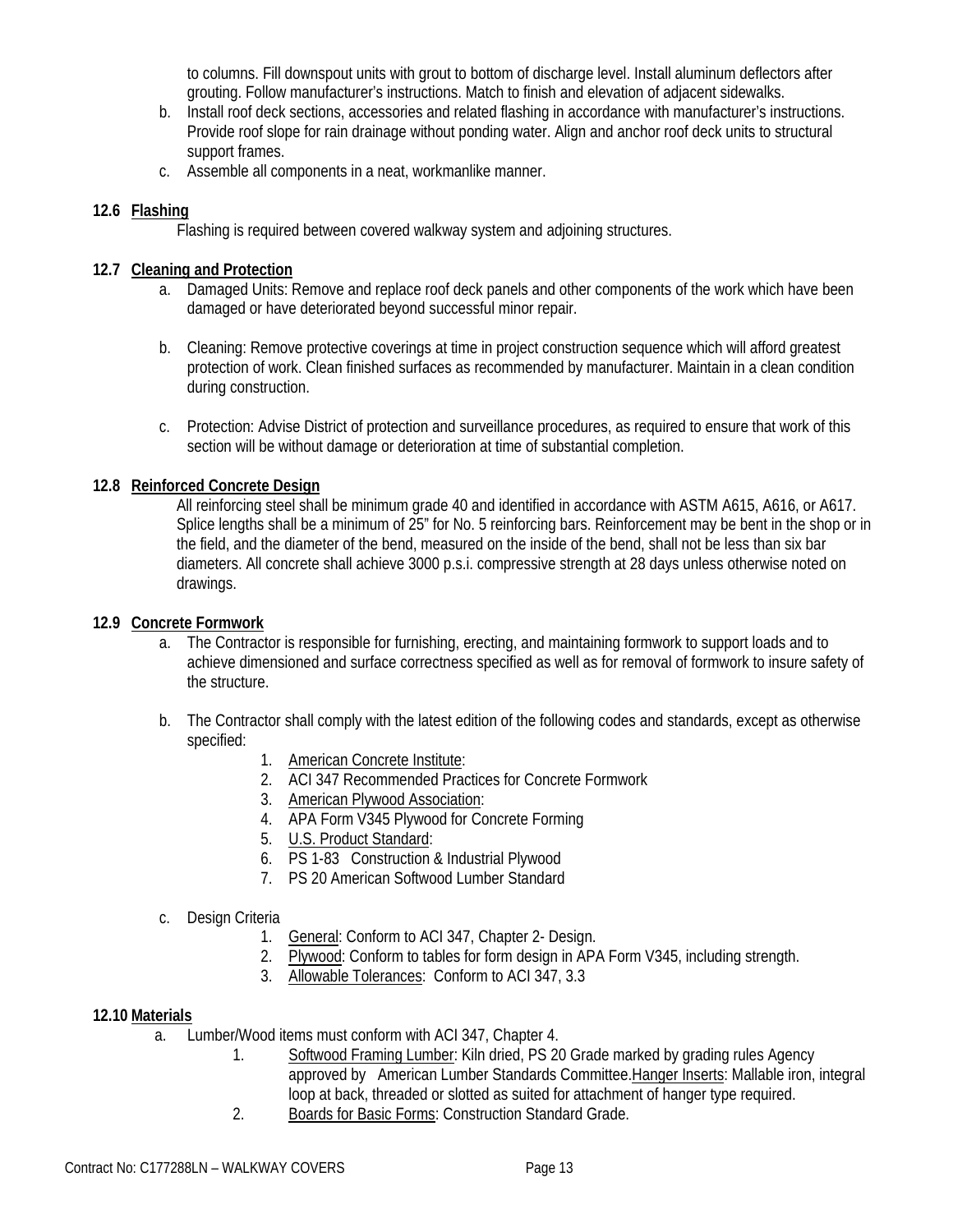to columns. Fill downspout units with grout to bottom of discharge level. Install aluminum deflectors after grouting. Follow manufacturer's instructions. Match to finish and elevation of adjacent sidewalks.

b. Install roof deck sections, accessories and related flashing in accordance with manufacturer's instructions. Provide roof slope for rain drainage without ponding water. Align and anchor roof deck units to structural support frames.

c. Assemble all components in a neat, workmanlike manner.

### 12.6 Flashing

Flashing is required between covered walkway system and adjoining structures.

### 12.7 Cleaning and Protection

a. Damaged Units: Remove and replace roof deck panels and other components of the work which have been damaged or have deteriorated beyond successful minor repair.

b. Cleaning: Remove protective coverings at time in project construction sequence which will afford greatest protection of work. Clean finished surfaces as recommended by manufacturer. Maintain in a clean condition during construction.

c. Protection: Advise District of protection and surveillance procedures, as required to ensure that work of this section will be without damage or deterioration at time of substantial completion.

### 12.8 Reinforced Concrete Design

All reinforcing steel shall be minimum grade 40 and identified in accordance with ASTM A615, A616, or A617. Splice lengths shall be a minimum of 25" for No. 5 reinforcing bars. Reinforcement may be bent in the shop or in the field, and the diameter of the bend, measured on the inside of the bend, shall not be less than six bar diameters. All concrete shall achieve 3000 p.s.i. compressive strength at 28 days unless otherwise noted on drawings.

### 12.9 Concrete Formwork

a. The Contractor is responsible for furnishing, erecting, and maintaining formwork to support loads and to achieve dimensioned and surface correctness specified as well as for removal of formwork to insure safety of the structure.

b. The Contractor shall comply with the latest edition of the following codes and standards, except as otherwise specified:

1. American Concrete Institute:
2. ACI 347 Recommended Practices for Concrete Formwork
3. American Plywood Association:
4. APA Form V345 Plywood for Concrete Forming
5. U.S. Product Standard:
6. PS 1-83 Construction & Industrial Plywood
7. PS 20 American Softwood Lumber Standard

c. Design Criteria

1. General: Conform to ACI 347, Chapter 2- Design.
2. Plywood: Conform to tables for form design in APA Form V345, including strength.
3. Allowable Tolerances: Conform to ACI 347, 3.3

### 12.10 Materials

a. Lumber/Wood items must conform with ACI 347, Chapter 4.

1. Softwood Framing Lumber: Kiln dried, PS 20 Grade marked by grading rules Agency approved by American Lumber Standards Committee.Hanger Inserts: Mallable iron, integral loop at back, threaded or slotted as suited for attachment of hanger type required.
2. Boards for Basic Forms: Construction Standard Grade.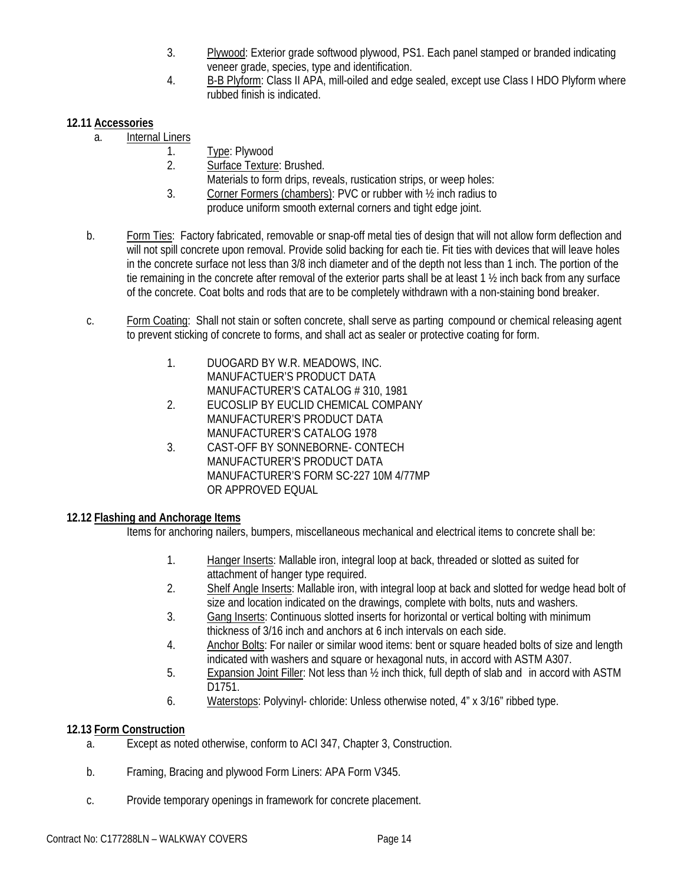3. Plywood: Exterior grade softwood plywood, PS1. Each panel stamped or branded indicating veneer grade, species, type and identification.
4. B-B Plyform: Class II APA, mill-oiled and edge sealed, except use Class I HDO Plyform where rubbed finish is indicated.

**12.11 Accessories**

a. Internal Liners

1. Type: Plywood
2. Surface Texture: Brushed.
   Materials to form drips, reveals, rustication strips, or weep holes:
3. Corner Formers (chambers): PVC or rubber with ½ inch radius to produce uniform smooth external corners and tight edge joint.

b. Form Ties: Factory fabricated, removable or snap-off metal ties of design that will not allow form deflection and will not spill concrete upon removal. Provide solid backing for each tie. Fit ties with devices that will leave holes in the concrete surface not less than 3/8 inch diameter and of the depth not less than 1 inch. The portion of the tie remaining in the concrete after removal of the exterior parts shall be at least 1 ½ inch back from any surface of the concrete. Coat bolts and rods that are to be completely withdrawn with a non-staining bond breaker.

c. Form Coating: Shall not stain or soften concrete, shall serve as parting compound or chemical releasing agent to prevent sticking of concrete to forms, and shall act as sealer or protective coating for form.

1. DUOGARD BY W.R. MEADOWS, INC.
   MANUFACTUER'S PRODUCT DATA
   MANUFACTURER'S CATALOG # 310, 1981
2. EUCOSLIP BY EUCLID CHEMICAL COMPANY
   MANUFACTURER'S PRODUCT DATA
   MANUFACTURER'S CATALOG 1978
3. CAST-OFF BY SONNEBORNE- CONTECH
   MANUFACTURER'S PRODUCT DATA
   MANUFACTURER'S FORM SC-227 10M 4/77MP
   OR APPROVED EQUAL

**12.12 Flashing and Anchorage Items**

Items for anchoring nailers, bumpers, miscellaneous mechanical and electrical items to concrete shall be:

1. Hanger Inserts: Mallable iron, integral loop at back, threaded or slotted as suited for attachment of hanger type required.
2. Shelf Angle Inserts: Mallable iron, with integral loop at back and slotted for wedge head bolt of size and location indicated on the drawings, complete with bolts, nuts and washers.
3. Gang Inserts: Continuous slotted inserts for horizontal or vertical bolting with minimum thickness of 3/16 inch and anchors at 6 inch intervals on each side.
4. Anchor Bolts: For nailer or similar wood items: bent or square headed bolts of size and length indicated with washers and square or hexagonal nuts, in accord with ASTM A307.
5. Expansion Joint Filler: Not less than ½ inch thick, full depth of slab and in accord with ASTM D1751.
6. Waterstops: Polyvinyl- chloride: Unless otherwise noted, 4" x 3/16" ribbed type.

**12.13 Form Construction**

a. Except as noted otherwise, conform to ACI 347, Chapter 3, Construction.

b. Framing, Bracing and plywood Form Liners: APA Form V345.

c. Provide temporary openings in framework for concrete placement.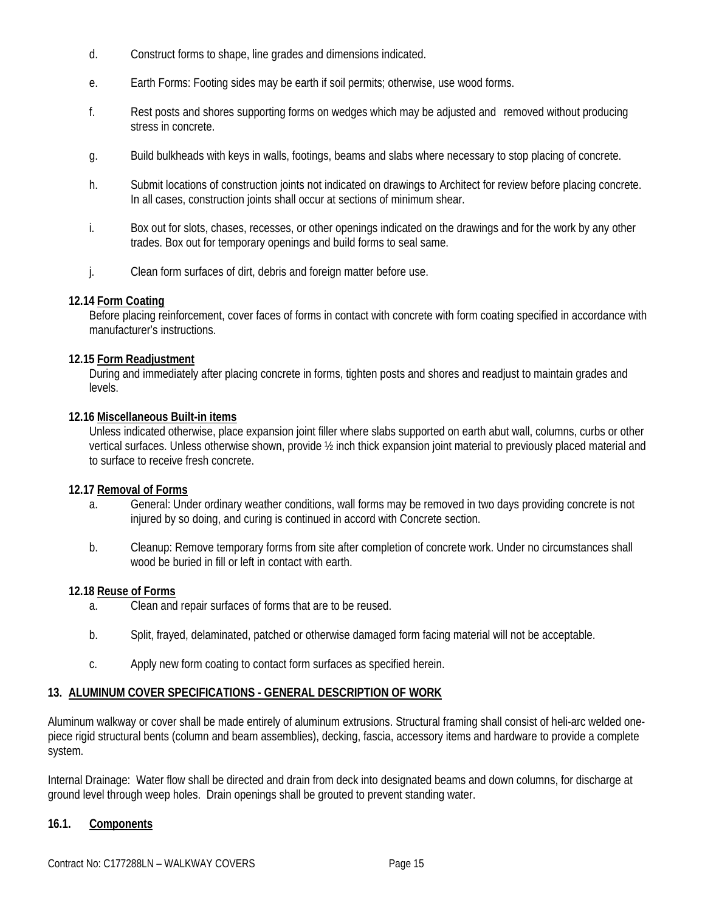d. Construct forms to shape, line grades and dimensions indicated.

e. Earth Forms: Footing sides may be earth if soil permits; otherwise, use wood forms.

f. Rest posts and shores supporting forms on wedges which may be adjusted and removed without producing stress in concrete.

g. Build bulkheads with keys in walls, footings, beams and slabs where necessary to stop placing of concrete.

h. Submit locations of construction joints not indicated on drawings to Architect for review before placing concrete. In all cases, construction joints shall occur at sections of minimum shear.

i. Box out for slots, chases, recesses, or other openings indicated on the drawings and for the work by any other trades. Box out for temporary openings and build forms to seal same.

j. Clean form surfaces of dirt, debris and foreign matter before use.

**12.14 Form Coating**

Before placing reinforcement, cover faces of forms in contact with concrete with form coating specified in accordance with manufacturer's instructions.

**12.15 Form Readjustment**

During and immediately after placing concrete in forms, tighten posts and shores and readjust to maintain grades and levels.

**12.16 Miscellaneous Built-in items**

Unless indicated otherwise, place expansion joint filler where slabs supported on earth abut wall, columns, curbs or other vertical surfaces. Unless otherwise shown, provide ½ inch thick expansion joint material to previously placed material and to surface to receive fresh concrete.

**12.17 Removal of Forms**

a. General: Under ordinary weather conditions, wall forms may be removed in two days providing concrete is not injured by so doing, and curing is continued in accord with Concrete section.

b. Cleanup: Remove temporary forms from site after completion of concrete work. Under no circumstances shall wood be buried in fill or left in contact with earth.

**12.18 Reuse of Forms**

a. Clean and repair surfaces of forms that are to be reused.

b. Split, frayed, delaminated, patched or otherwise damaged form facing material will not be acceptable.

c. Apply new form coating to contact form surfaces as specified herein.

## 13. ALUMINUM COVER SPECIFICATIONS - GENERAL DESCRIPTION OF WORK

Aluminum walkway or cover shall be made entirely of aluminum extrusions. Structural framing shall consist of heli-arc welded one-piece rigid structural bents (column and beam assemblies), decking, fascia, accessory items and hardware to provide a complete system.

Internal Drainage: Water flow shall be directed and drain from deck into designated beams and down columns, for discharge at ground level through weep holes. Drain openings shall be grouted to prevent standing water.

**16.1. Components**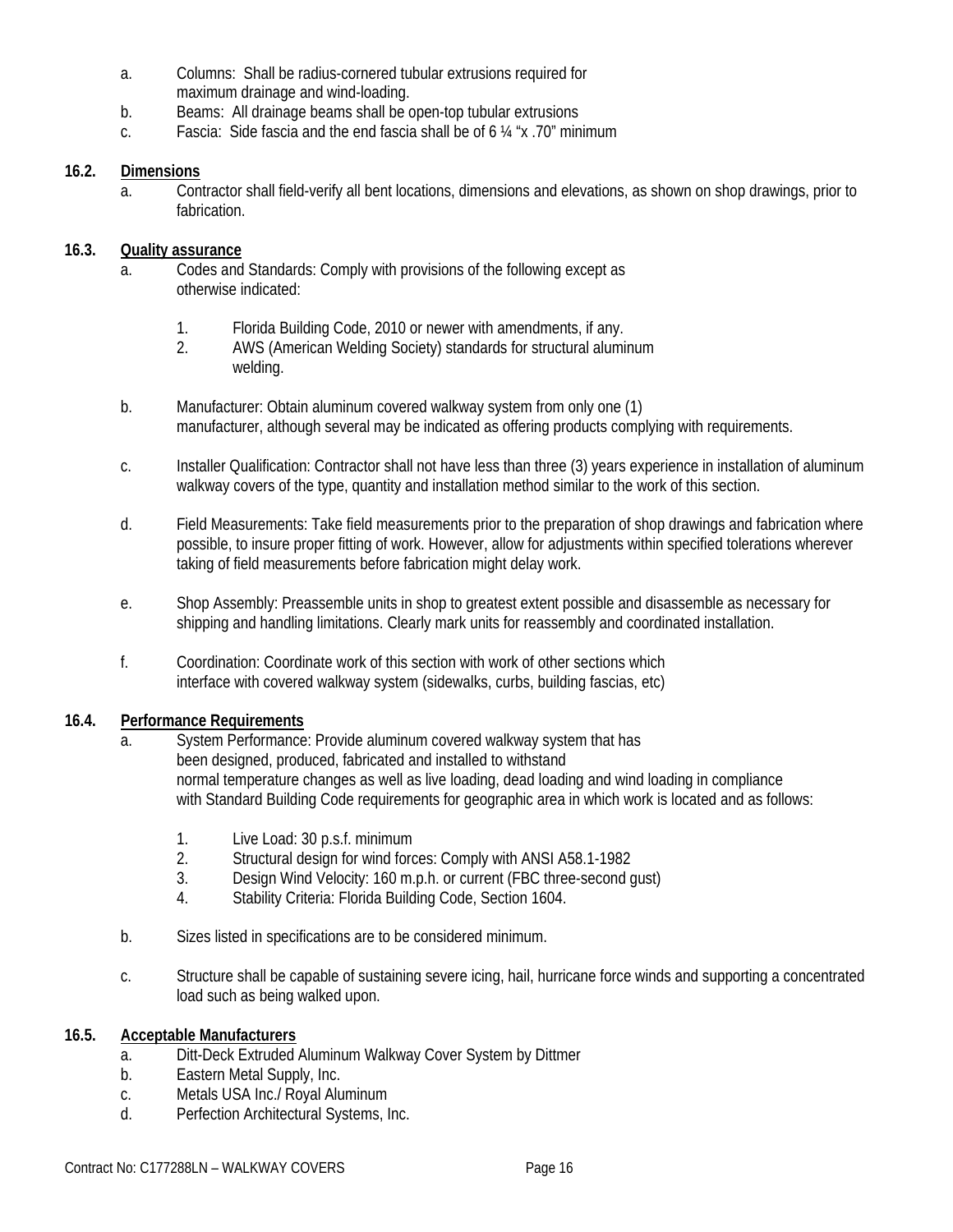a. Columns: Shall be radius-cornered tubular extrusions required for maximum drainage and wind-loading.
b. Beams: All drainage beams shall be open-top tubular extrusions
c. Fascia: Side fascia and the end fascia shall be of 6 ¼ "x .70" minimum

**16.2. Dimensions**

a. Contractor shall field-verify all bent locations, dimensions and elevations, as shown on shop drawings, prior to fabrication.

**16.3. Quality assurance**

a. Codes and Standards: Comply with provisions of the following except as otherwise indicated:

    1. Florida Building Code, 2010 or newer with amendments, if any.
    2. AWS (American Welding Society) standards for structural aluminum welding.

b. Manufacturer: Obtain aluminum covered walkway system from only one (1) manufacturer, although several may be indicated as offering products complying with requirements.

c. Installer Qualification: Contractor shall not have less than three (3) years experience in installation of aluminum walkway covers of the type, quantity and installation method similar to the work of this section.

d. Field Measurements: Take field measurements prior to the preparation of shop drawings and fabrication where possible, to insure proper fitting of work. However, allow for adjustments within specified tolerations wherever taking of field measurements before fabrication might delay work.

e. Shop Assembly: Preassemble units in shop to greatest extent possible and disassemble as necessary for shipping and handling limitations. Clearly mark units for reassembly and coordinated installation.

f. Coordination: Coordinate work of this section with work of other sections which interface with covered walkway system (sidewalks, curbs, building fascias, etc)

**16.4. Performance Requirements**

a. System Performance: Provide aluminum covered walkway system that has been designed, produced, fabricated and installed to withstand normal temperature changes as well as live loading, dead loading and wind loading in compliance with Standard Building Code requirements for geographic area in which work is located and as follows:

    1. Live Load: 30 p.s.f. minimum
    2. Structural design for wind forces: Comply with ANSI A58.1-1982
    3. Design Wind Velocity: 160 m.p.h. or current (FBC three-second gust)
    4. Stability Criteria: Florida Building Code, Section 1604.

b. Sizes listed in specifications are to be considered minimum.

c. Structure shall be capable of sustaining severe icing, hail, hurricane force winds and supporting a concentrated load such as being walked upon.

**16.5. Acceptable Manufacturers**

a. Ditt-Deck Extruded Aluminum Walkway Cover System by Dittmer
b. Eastern Metal Supply, Inc.
c. Metals USA Inc./ Royal Aluminum
d. Perfection Architectural Systems, Inc.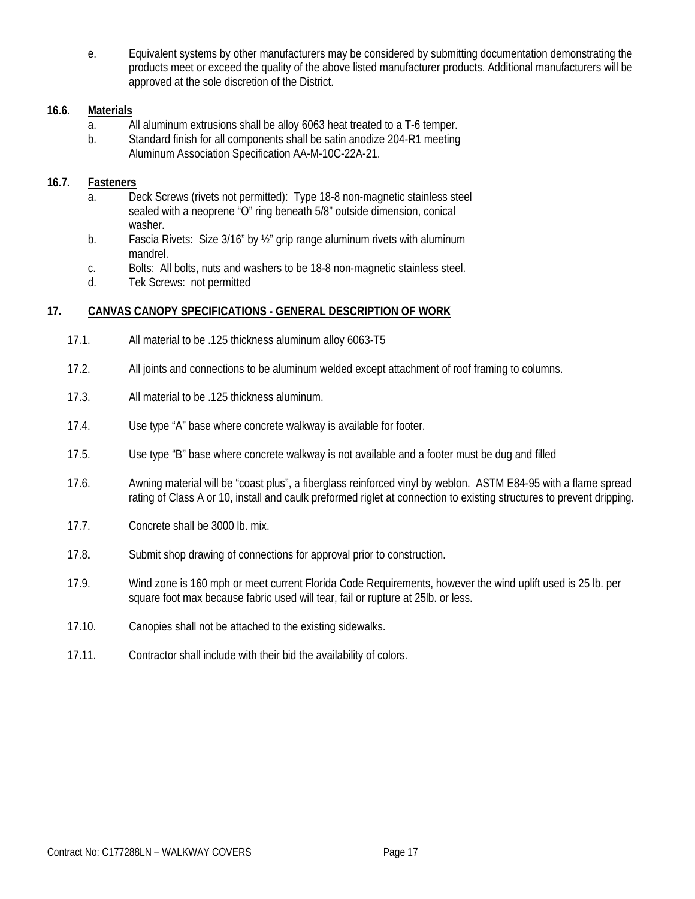e. Equivalent systems by other manufacturers may be considered by submitting documentation demonstrating the products meet or exceed the quality of the above listed manufacturer products. Additional manufacturers will be approved at the sole discretion of the District.

**16.6. Materials**

a. All aluminum extrusions shall be alloy 6063 heat treated to a T-6 temper.

b. Standard finish for all components shall be satin anodize 204-R1 meeting Aluminum Association Specification AA-M-10C-22A-21.

**16.7. Fasteners**

a. Deck Screws (rivets not permitted): Type 18-8 non-magnetic stainless steel sealed with a neoprene "O" ring beneath 5/8" outside dimension, conical washer.

b. Fascia Rivets: Size 3/16" by ½" grip range aluminum rivets with aluminum mandrel.

c. Bolts: All bolts, nuts and washers to be 18-8 non-magnetic stainless steel.

d. Tek Screws: not permitted

## 17. CANVAS CANOPY SPECIFICATIONS - GENERAL DESCRIPTION OF WORK

17.1. All material to be .125 thickness aluminum alloy 6063-T5

17.2. All joints and connections to be aluminum welded except attachment of roof framing to columns.

17.3. All material to be .125 thickness aluminum.

17.4. Use type "A" base where concrete walkway is available for footer.

17.5. Use type "B" base where concrete walkway is not available and a footer must be dug and filled

17.6. Awning material will be "coast plus", a fiberglass reinforced vinyl by weblon. ASTM E84-95 with a flame spread rating of Class A or 10, install and caulk preformed riglet at connection to existing structures to prevent dripping.

17.7. Concrete shall be 3000 lb. mix.

17.8. Submit shop drawing of connections for approval prior to construction.

17.9. Wind zone is 160 mph or meet current Florida Code Requirements, however the wind uplift used is 25 lb. per square foot max because fabric used will tear, fail or rupture at 25lb. or less.

17.10. Canopies shall not be attached to the existing sidewalks.

17.11. Contractor shall include with their bid the availability of colors.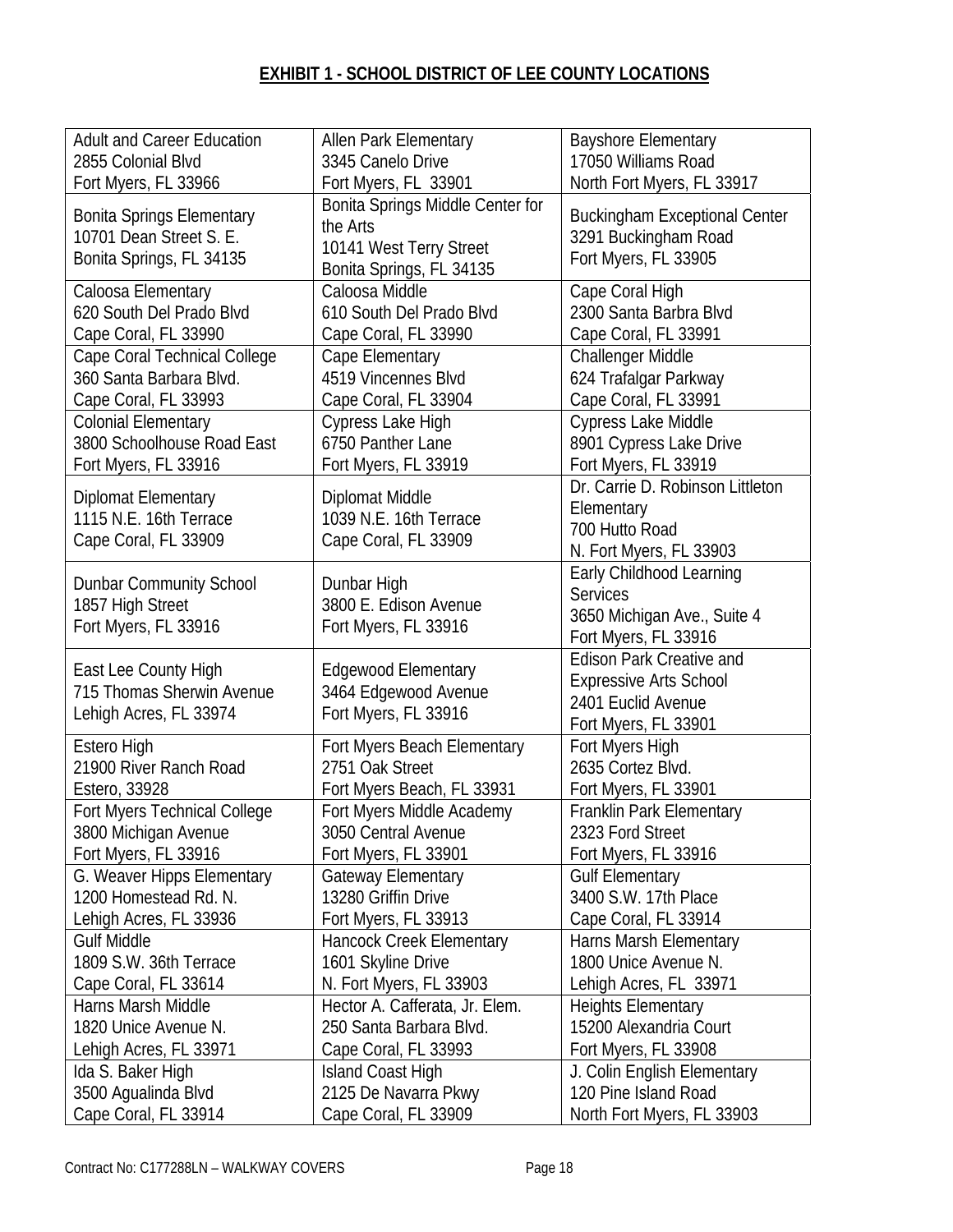## EXHIBIT 1 - SCHOOL DISTRICT OF LEE COUNTY LOCATIONS

| | | |
|---|---|---|
| Adult and Career Education<br>2855 Colonial Blvd<br>Fort Myers, FL 33966 | Allen Park Elementary<br>3345 Canelo Drive<br>Fort Myers, FL 33901 | Bayshore Elementary<br>17050 Williams Road<br>North Fort Myers, FL 33917 |
| Bonita Springs Elementary<br>10701 Dean Street S. E.<br>Bonita Springs, FL 34135 | Bonita Springs Middle Center for the Arts<br>10141 West Terry Street<br>Bonita Springs, FL 34135 | Buckingham Exceptional Center<br>3291 Buckingham Road<br>Fort Myers, FL 33905 |
| Caloosa Elementary<br>620 South Del Prado Blvd<br>Cape Coral, FL 33990 | Caloosa Middle<br>610 South Del Prado Blvd<br>Cape Coral, FL 33990 | Cape Coral High<br>2300 Santa Barbra Blvd<br>Cape Coral, FL 33991 |
| Cape Coral Technical College<br>360 Santa Barbara Blvd.<br>Cape Coral, FL 33993 | Cape Elementary<br>4519 Vincennes Blvd<br>Cape Coral, FL 33904 | Challenger Middle<br>624 Trafalgar Parkway<br>Cape Coral, FL 33991 |
| Colonial Elementary<br>3800 Schoolhouse Road East<br>Fort Myers, FL 33916 | Cypress Lake High<br>6750 Panther Lane<br>Fort Myers, FL 33919 | Cypress Lake Middle<br>8901 Cypress Lake Drive<br>Fort Myers, FL 33919 |
| Diplomat Elementary<br>1115 N.E. 16th Terrace<br>Cape Coral, FL 33909 | Diplomat Middle<br>1039 N.E. 16th Terrace<br>Cape Coral, FL 33909 | Dr. Carrie D. Robinson Littleton Elementary<br>700 Hutto Road<br>N. Fort Myers, FL 33903 |
| Dunbar Community School<br>1857 High Street<br>Fort Myers, FL 33916 | Dunbar High<br>3800 E. Edison Avenue<br>Fort Myers, FL 33916 | Early Childhood Learning Services<br>3650 Michigan Ave., Suite 4<br>Fort Myers, FL 33916 |
| East Lee County High<br>715 Thomas Sherwin Avenue<br>Lehigh Acres, FL 33974 | Edgewood Elementary<br>3464 Edgewood Avenue<br>Fort Myers, FL 33916 | Edison Park Creative and Expressive Arts School<br>2401 Euclid Avenue<br>Fort Myers, FL 33901 |
| Estero High<br>21900 River Ranch Road<br>Estero, 33928 | Fort Myers Beach Elementary<br>2751 Oak Street<br>Fort Myers Beach, FL 33931 | Fort Myers High<br>2635 Cortez Blvd.<br>Fort Myers, FL 33901 |
| Fort Myers Technical College<br>3800 Michigan Avenue<br>Fort Myers, FL 33916 | Fort Myers Middle Academy<br>3050 Central Avenue<br>Fort Myers, FL 33901 | Franklin Park Elementary<br>2323 Ford Street<br>Fort Myers, FL 33916 |
| G. Weaver Hipps Elementary<br>1200 Homestead Rd. N.<br>Lehigh Acres, FL 33936 | Gateway Elementary<br>13280 Griffin Drive<br>Fort Myers, FL 33913 | Gulf Elementary<br>3400 S.W. 17th Place<br>Cape Coral, FL 33914 |
| Gulf Middle<br>1809 S.W. 36th Terrace<br>Cape Coral, FL 33614 | Hancock Creek Elementary<br>1601 Skyline Drive<br>N. Fort Myers, FL 33903 | Harns Marsh Elementary<br>1800 Unice Avenue N.<br>Lehigh Acres, FL 33971 |
| Harns Marsh Middle<br>1820 Unice Avenue N.<br>Lehigh Acres, FL 33971 | Hector A. Cafferata, Jr. Elem.<br>250 Santa Barbara Blvd.<br>Cape Coral, FL 33993 | Heights Elementary<br>15200 Alexandria Court<br>Fort Myers, FL 33908 |
| Ida S. Baker High<br>3500 Agualinda Blvd<br>Cape Coral, FL 33914 | Island Coast High<br>2125 De Navarra Pkwy<br>Cape Coral, FL 33909 | J. Colin English Elementary<br>120 Pine Island Road<br>North Fort Myers, FL 33903 |

Contract No: C177288LN – WALKWAY COVERS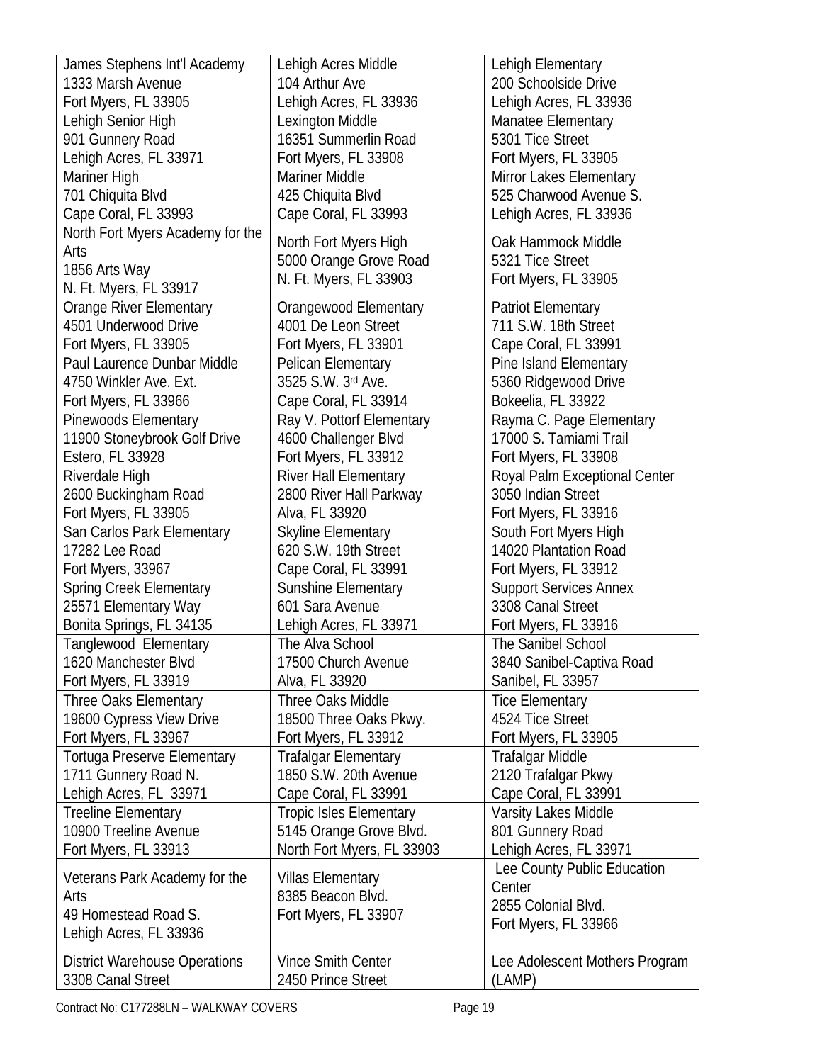| | | |
|---|---|---|
| James Stephens Int'l Academy<br>1333 Marsh Avenue<br>Fort Myers, FL 33905 | Lehigh Acres Middle<br>104 Arthur Ave<br>Lehigh Acres, FL 33936 | Lehigh Elementary<br>200 Schoolside Drive<br>Lehigh Acres, FL 33936 |
| Lehigh Senior High<br>901 Gunnery Road<br>Lehigh Acres, FL 33971 | Lexington Middle<br>16351 Summerlin Road<br>Fort Myers, FL 33908 | Manatee Elementary<br>5301 Tice Street<br>Fort Myers, FL 33905 |
| Mariner High<br>701 Chiquita Blvd<br>Cape Coral, FL 33993 | Mariner Middle<br>425 Chiquita Blvd<br>Cape Coral, FL 33993 | Mirror Lakes Elementary<br>525 Charwood Avenue S.<br>Lehigh Acres, FL 33936 |
| North Fort Myers Academy for the Arts<br>1856 Arts Way<br>N. Ft. Myers, FL 33917 | North Fort Myers High<br>5000 Orange Grove Road<br>N. Ft. Myers, FL 33903 | Oak Hammock Middle<br>5321 Tice Street<br>Fort Myers, FL 33905 |
| Orange River Elementary<br>4501 Underwood Drive<br>Fort Myers, FL 33905 | Orangewood Elementary<br>4001 De Leon Street<br>Fort Myers, FL 33901 | Patriot Elementary<br>711 S.W. 18th Street<br>Cape Coral, FL 33991 |
| Paul Laurence Dunbar Middle<br>4750 Winkler Ave. Ext.<br>Fort Myers, FL 33966 | Pelican Elementary<br>3525 S.W. 3rd Ave.<br>Cape Coral, FL 33914 | Pine Island Elementary<br>5360 Ridgewood Drive<br>Bokeelia, FL 33922 |
| Pinewoods Elementary<br>11900 Stoneybrook Golf Drive<br>Estero, FL 33928 | Ray V. Pottorf Elementary<br>4600 Challenger Blvd<br>Fort Myers, FL 33912 | Rayma C. Page Elementary<br>17000 S. Tamiami Trail<br>Fort Myers, FL 33908 |
| Riverdale High<br>2600 Buckingham Road<br>Fort Myers, FL 33905 | River Hall Elementary<br>2800 River Hall Parkway<br>Alva, FL 33920 | Royal Palm Exceptional Center<br>3050 Indian Street<br>Fort Myers, FL 33916 |
| San Carlos Park Elementary<br>17282 Lee Road<br>Fort Myers, 33967 | Skyline Elementary<br>620 S.W. 19th Street<br>Cape Coral, FL 33991 | South Fort Myers High<br>14020 Plantation Road<br>Fort Myers, FL 33912 |
| Spring Creek Elementary<br>25571 Elementary Way<br>Bonita Springs, FL 34135 | Sunshine Elementary<br>601 Sara Avenue<br>Lehigh Acres, FL 33971 | Support Services Annex<br>3308 Canal Street<br>Fort Myers, FL 33916 |
| Tanglewood Elementary<br>1620 Manchester Blvd<br>Fort Myers, FL 33919 | The Alva School<br>17500 Church Avenue<br>Alva, FL 33920 | The Sanibel School<br>3840 Sanibel-Captiva Road<br>Sanibel, FL 33957 |
| Three Oaks Elementary<br>19600 Cypress View Drive<br>Fort Myers, FL 33967 | Three Oaks Middle<br>18500 Three Oaks Pkwy.<br>Fort Myers, FL 33912 | Tice Elementary<br>4524 Tice Street<br>Fort Myers, FL 33905 |
| Tortuga Preserve Elementary<br>1711 Gunnery Road N.<br>Lehigh Acres, FL 33971 | Trafalgar Elementary<br>1850 S.W. 20th Avenue<br>Cape Coral, FL 33991 | Trafalgar Middle<br>2120 Trafalgar Pkwy<br>Cape Coral, FL 33991 |
| Treeline Elementary<br>10900 Treeline Avenue<br>Fort Myers, FL 33913 | Tropic Isles Elementary<br>5145 Orange Grove Blvd.<br>North Fort Myers, FL 33903 | Varsity Lakes Middle<br>801 Gunnery Road<br>Lehigh Acres, FL 33971 |
| Veterans Park Academy for the Arts<br>49 Homestead Road S.<br>Lehigh Acres, FL 33936 | Villas Elementary<br>8385 Beacon Blvd.<br>Fort Myers, FL 33907 | Lee County Public Education Center<br>2855 Colonial Blvd.<br>Fort Myers, FL 33966 |
| District Warehouse Operations<br>3308 Canal Street | Vince Smith Center<br>2450 Prince Street | Lee Adolescent Mothers Program (LAMP) |

Contract No: C177288LN – WALKWAY COVERS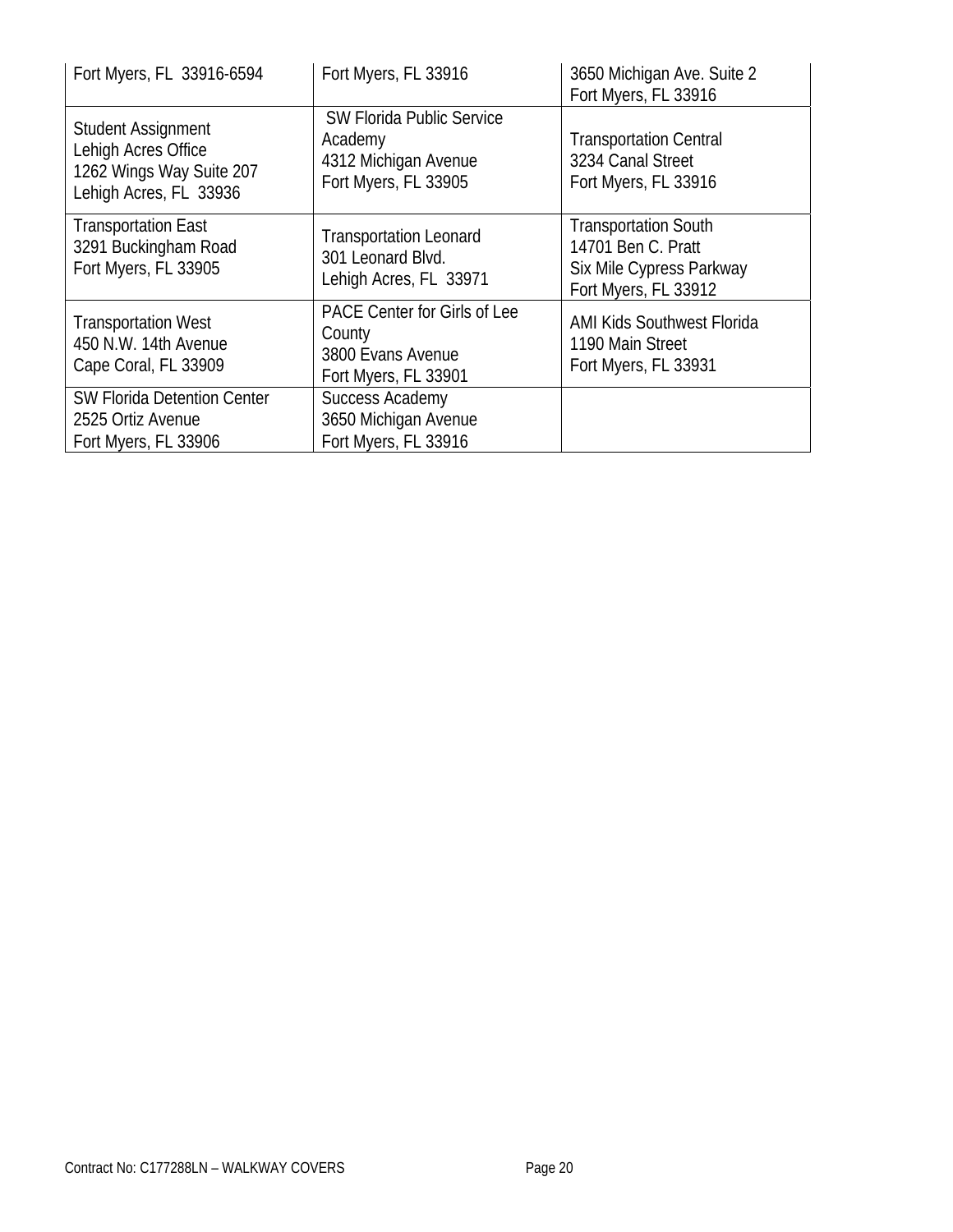| | | |
|---|---|---|
| Fort Myers, FL 33916-6594 | Fort Myers, FL 33916 | 3650 Michigan Ave. Suite 2<br>Fort Myers, FL 33916 |
| Student Assignment<br>Lehigh Acres Office<br>1262 Wings Way Suite 207<br>Lehigh Acres, FL 33936 | SW Florida Public Service Academy<br>4312 Michigan Avenue<br>Fort Myers, FL 33905 | Transportation Central<br>3234 Canal Street<br>Fort Myers, FL 33916 |
| Transportation East<br>3291 Buckingham Road<br>Fort Myers, FL 33905 | Transportation Leonard<br>301 Leonard Blvd.<br>Lehigh Acres, FL 33971 | Transportation South<br>14701 Ben C. Pratt<br>Six Mile Cypress Parkway<br>Fort Myers, FL 33912 |
| Transportation West<br>450 N.W. 14th Avenue<br>Cape Coral, FL 33909 | PACE Center for Girls of Lee County<br>3800 Evans Avenue<br>Fort Myers, FL 33901 | AMI Kids Southwest Florida<br>1190 Main Street<br>Fort Myers, FL 33931 |
| SW Florida Detention Center<br>2525 Ortiz Avenue<br>Fort Myers, FL 33906 | Success Academy<br>3650 Michigan Avenue<br>Fort Myers, FL 33916 | |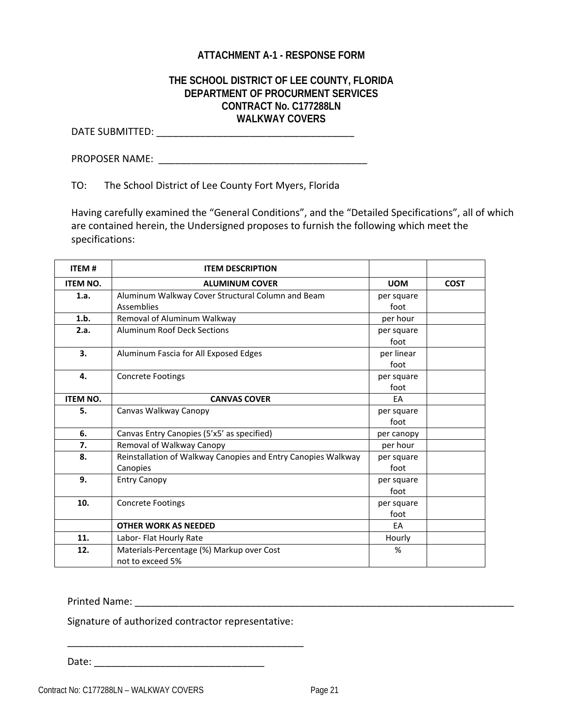## ATTACHMENT A-1 - RESPONSE FORM

### THE SCHOOL DISTRICT OF LEE COUNTY, FLORIDA
### DEPARTMENT OF PROCURMENT SERVICES
### CONTRACT No. C177288LN
### WALKWAY COVERS

DATE SUBMITTED: ____________________________________

PROPOSER NAME: ______________________________________

TO: The School District of Lee County Fort Myers, Florida

Having carefully examined the "General Conditions", and the "Detailed Specifications", all of which are contained herein, the Undersigned proposes to furnish the following which meet the specifications:

| ITEM # | ITEM DESCRIPTION | | |
|---|---|---|---|
| **ITEM NO.** | **ALUMINUM COVER** | **UOM** | **COST** |
| **1.a.** | Aluminum Walkway Cover Structural Column and Beam Assemblies | per square foot | |
| **1.b.** | Removal of Aluminum Walkway | per hour | |
| **2.a.** | Aluminum Roof Deck Sections | per square foot | |
| **3.** | Aluminum Fascia for All Exposed Edges | per linear foot | |
| **4.** | Concrete Footings | per square foot | |
| **ITEM NO.** | **CANVAS COVER** | EA | |
| **5.** | Canvas Walkway Canopy | per square foot | |
| **6.** | Canvas Entry Canopies (5'x5' as specified) | per canopy | |
| **7.** | Removal of Walkway Canopy | per hour | |
| **8.** | Reinstallation of Walkway Canopies and Entry Canopies Walkway Canopies | per square foot | |
| **9.** | Entry Canopy | per square foot | |
| **10.** | Concrete Footings | per square foot | |
| | **OTHER WORK AS NEEDED** | EA | |
| **11.** | Labor- Flat Hourly Rate | Hourly | |
| **12.** | Materials-Percentage (%) Markup over Cost not to exceed 5% | % | |

Printed Name: ______________________________________________________________

Signature of authorized contractor representative:

____________________________________________

Date: ________________________________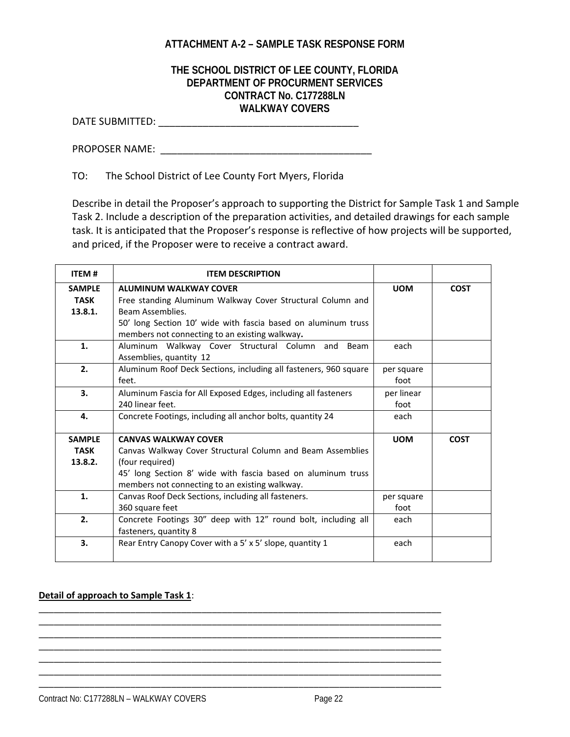**ATTACHMENT A-2 – SAMPLE TASK RESPONSE FORM**

**THE SCHOOL DISTRICT OF LEE COUNTY, FLORIDA**
**DEPARTMENT OF PROCURMENT SERVICES**
**CONTRACT No. C177288LN**
**WALKWAY COVERS**

DATE SUBMITTED: ___________________________________

PROPOSER NAME: ____________________________________

TO: The School District of Lee County Fort Myers, Florida

Describe in detail the Proposer's approach to supporting the District for Sample Task 1 and Sample Task 2. Include a description of the preparation activities, and detailed drawings for each sample task. It is anticipated that the Proposer's response is reflective of how projects will be supported, and priced, if the Proposer were to receive a contract award.

| ITEM # | ITEM DESCRIPTION | | |
|---|---|---|---|
| **SAMPLE TASK 13.8.1.** | **ALUMINUM WALKWAY COVER**<br>Free standing Aluminum Walkway Cover Structural Column and Beam Assemblies.<br>50' long Section 10' wide with fascia based on aluminum truss members not connecting to an existing walkway**.** | **UOM** | **COST** |
| **1.** | Aluminum Walkway Cover Structural Column and Beam Assemblies, quantity 12 | each | |
| **2.** | Aluminum Roof Deck Sections, including all fasteners, 960 square feet. | per square foot | |
| **3.** | Aluminum Fascia for All Exposed Edges, including all fasteners 240 linear feet. | per linear foot | |
| **4.** | Concrete Footings, including all anchor bolts, quantity 24 | each | |
| **SAMPLE TASK 13.8.2.** | **CANVAS WALKWAY COVER**<br>Canvas Walkway Cover Structural Column and Beam Assemblies (four required)<br>45' long Section 8' wide with fascia based on aluminum truss members not connecting to an existing walkway. | **UOM** | **COST** |
| **1.** | Canvas Roof Deck Sections, including all fasteners.<br>360 square feet | per square foot | |
| **2.** | Concrete Footings 30" deep with 12" round bolt, including all fasteners, quantity 8 | each | |
| **3.** | Rear Entry Canopy Cover with a 5' x 5' slope, quantity 1 | each | |

**<u>Detail of approach to Sample Task 1</u>**:

____________________________________________________________________________

____________________________________________________________________________

____________________________________________________________________________

____________________________________________________________________________

____________________________________________________________________________

____________________________________________________________________________

____________________________________________________________________________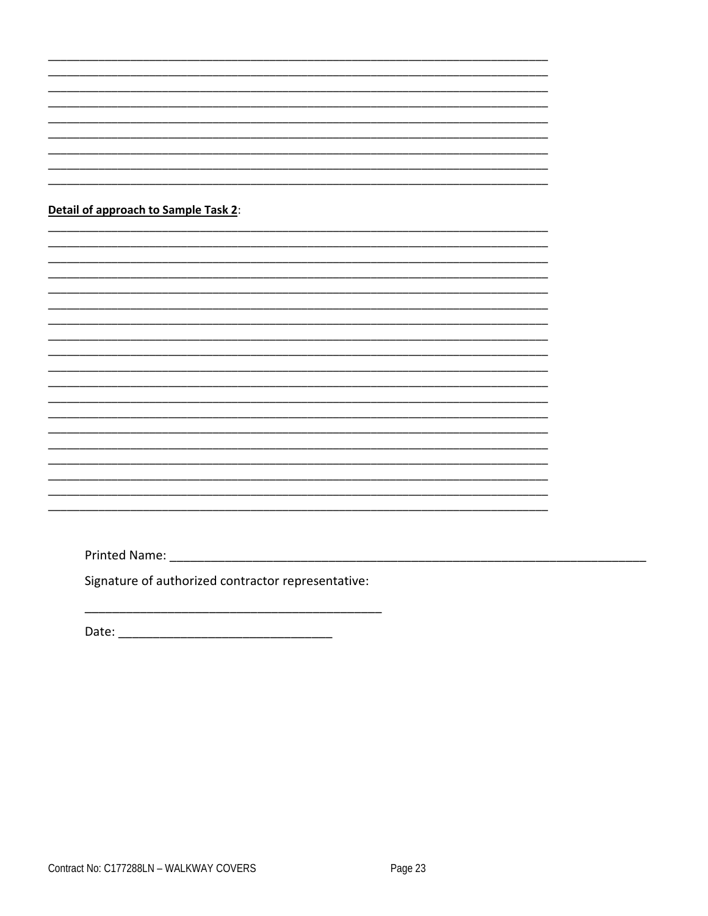\_\_\_\_\_\_\_\_\_\_\_\_\_\_\_\_\_\_\_\_\_\_\_\_\_\_\_\_\_\_\_\_\_\_\_\_\_\_\_\_\_\_\_\_\_\_\_\_\_\_\_\_\_\_\_\_\_\_\_\_\_\_\_\_\_\_\_\_\_\_\_\_\_\_\_\_\_\_

\_\_\_\_\_\_\_\_\_\_\_\_\_\_\_\_\_\_\_\_\_\_\_\_\_\_\_\_\_\_\_\_\_\_\_\_\_\_\_\_\_\_\_\_\_\_\_\_\_\_\_\_\_\_\_\_\_\_\_\_\_\_\_\_\_\_\_\_\_\_\_\_\_\_\_\_\_\_

\_\_\_\_\_\_\_\_\_\_\_\_\_\_\_\_\_\_\_\_\_\_\_\_\_\_\_\_\_\_\_\_\_\_\_\_\_\_\_\_\_\_\_\_\_\_\_\_\_\_\_\_\_\_\_\_\_\_\_\_\_\_\_\_\_\_\_\_\_\_\_\_\_\_\_\_\_\_

\_\_\_\_\_\_\_\_\_\_\_\_\_\_\_\_\_\_\_\_\_\_\_\_\_\_\_\_\_\_\_\_\_\_\_\_\_\_\_\_\_\_\_\_\_\_\_\_\_\_\_\_\_\_\_\_\_\_\_\_\_\_\_\_\_\_\_\_\_\_\_\_\_\_\_\_\_\_

\_\_\_\_\_\_\_\_\_\_\_\_\_\_\_\_\_\_\_\_\_\_\_\_\_\_\_\_\_\_\_\_\_\_\_\_\_\_\_\_\_\_\_\_\_\_\_\_\_\_\_\_\_\_\_\_\_\_\_\_\_\_\_\_\_\_\_\_\_\_\_\_\_\_\_\_\_\_

\_\_\_\_\_\_\_\_\_\_\_\_\_\_\_\_\_\_\_\_\_\_\_\_\_\_\_\_\_\_\_\_\_\_\_\_\_\_\_\_\_\_\_\_\_\_\_\_\_\_\_\_\_\_\_\_\_\_\_\_\_\_\_\_\_\_\_\_\_\_\_\_\_\_\_\_\_\_

\_\_\_\_\_\_\_\_\_\_\_\_\_\_\_\_\_\_\_\_\_\_\_\_\_\_\_\_\_\_\_\_\_\_\_\_\_\_\_\_\_\_\_\_\_\_\_\_\_\_\_\_\_\_\_\_\_\_\_\_\_\_\_\_\_\_\_\_\_\_\_\_\_\_\_\_\_\_

\_\_\_\_\_\_\_\_\_\_\_\_\_\_\_\_\_\_\_\_\_\_\_\_\_\_\_\_\_\_\_\_\_\_\_\_\_\_\_\_\_\_\_\_\_\_\_\_\_\_\_\_\_\_\_\_\_\_\_\_\_\_\_\_\_\_\_\_\_\_\_\_\_\_\_\_\_\_

\_\_\_\_\_\_\_\_\_\_\_\_\_\_\_\_\_\_\_\_\_\_\_\_\_\_\_\_\_\_\_\_\_\_\_\_\_\_\_\_\_\_\_\_\_\_\_\_\_\_\_\_\_\_\_\_\_\_\_\_\_\_\_\_\_\_\_\_\_\_\_\_\_\_\_\_\_\_

**Detail of approach to Sample Task 2**:

\_\_\_\_\_\_\_\_\_\_\_\_\_\_\_\_\_\_\_\_\_\_\_\_\_\_\_\_\_\_\_\_\_\_\_\_\_\_\_\_\_\_\_\_\_\_\_\_\_\_\_\_\_\_\_\_\_\_\_\_\_\_\_\_\_\_\_\_\_\_\_\_\_\_\_\_\_\_

\_\_\_\_\_\_\_\_\_\_\_\_\_\_\_\_\_\_\_\_\_\_\_\_\_\_\_\_\_\_\_\_\_\_\_\_\_\_\_\_\_\_\_\_\_\_\_\_\_\_\_\_\_\_\_\_\_\_\_\_\_\_\_\_\_\_\_\_\_\_\_\_\_\_\_\_\_\_

\_\_\_\_\_\_\_\_\_\_\_\_\_\_\_\_\_\_\_\_\_\_\_\_\_\_\_\_\_\_\_\_\_\_\_\_\_\_\_\_\_\_\_\_\_\_\_\_\_\_\_\_\_\_\_\_\_\_\_\_\_\_\_\_\_\_\_\_\_\_\_\_\_\_\_\_\_\_

\_\_\_\_\_\_\_\_\_\_\_\_\_\_\_\_\_\_\_\_\_\_\_\_\_\_\_\_\_\_\_\_\_\_\_\_\_\_\_\_\_\_\_\_\_\_\_\_\_\_\_\_\_\_\_\_\_\_\_\_\_\_\_\_\_\_\_\_\_\_\_\_\_\_\_\_\_\_

\_\_\_\_\_\_\_\_\_\_\_\_\_\_\_\_\_\_\_\_\_\_\_\_\_\_\_\_\_\_\_\_\_\_\_\_\_\_\_\_\_\_\_\_\_\_\_\_\_\_\_\_\_\_\_\_\_\_\_\_\_\_\_\_\_\_\_\_\_\_\_\_\_\_\_\_\_\_

\_\_\_\_\_\_\_\_\_\_\_\_\_\_\_\_\_\_\_\_\_\_\_\_\_\_\_\_\_\_\_\_\_\_\_\_\_\_\_\_\_\_\_\_\_\_\_\_\_\_\_\_\_\_\_\_\_\_\_\_\_\_\_\_\_\_\_\_\_\_\_\_\_\_\_\_\_\_

\_\_\_\_\_\_\_\_\_\_\_\_\_\_\_\_\_\_\_\_\_\_\_\_\_\_\_\_\_\_\_\_\_\_\_\_\_\_\_\_\_\_\_\_\_\_\_\_\_\_\_\_\_\_\_\_\_\_\_\_\_\_\_\_\_\_\_\_\_\_\_\_\_\_\_\_\_\_

\_\_\_\_\_\_\_\_\_\_\_\_\_\_\_\_\_\_\_\_\_\_\_\_\_\_\_\_\_\_\_\_\_\_\_\_\_\_\_\_\_\_\_\_\_\_\_\_\_\_\_\_\_\_\_\_\_\_\_\_\_\_\_\_\_\_\_\_\_\_\_\_\_\_\_\_\_\_

\_\_\_\_\_\_\_\_\_\_\_\_\_\_\_\_\_\_\_\_\_\_\_\_\_\_\_\_\_\_\_\_\_\_\_\_\_\_\_\_\_\_\_\_\_\_\_\_\_\_\_\_\_\_\_\_\_\_\_\_\_\_\_\_\_\_\_\_\_\_\_\_\_\_\_\_\_\_

\_\_\_\_\_\_\_\_\_\_\_\_\_\_\_\_\_\_\_\_\_\_\_\_\_\_\_\_\_\_\_\_\_\_\_\_\_\_\_\_\_\_\_\_\_\_\_\_\_\_\_\_\_\_\_\_\_\_\_\_\_\_\_\_\_\_\_\_\_\_\_\_\_\_\_\_\_\_

\_\_\_\_\_\_\_\_\_\_\_\_\_\_\_\_\_\_\_\_\_\_\_\_\_\_\_\_\_\_\_\_\_\_\_\_\_\_\_\_\_\_\_\_\_\_\_\_\_\_\_\_\_\_\_\_\_\_\_\_\_\_\_\_\_\_\_\_\_\_\_\_\_\_\_\_\_\_

\_\_\_\_\_\_\_\_\_\_\_\_\_\_\_\_\_\_\_\_\_\_\_\_\_\_\_\_\_\_\_\_\_\_\_\_\_\_\_\_\_\_\_\_\_\_\_\_\_\_\_\_\_\_\_\_\_\_\_\_\_\_\_\_\_\_\_\_\_\_\_\_\_\_\_\_\_\_

\_\_\_\_\_\_\_\_\_\_\_\_\_\_\_\_\_\_\_\_\_\_\_\_\_\_\_\_\_\_\_\_\_\_\_\_\_\_\_\_\_\_\_\_\_\_\_\_\_\_\_\_\_\_\_\_\_\_\_\_\_\_\_\_\_\_\_\_\_\_\_\_\_\_\_\_\_\_

\_\_\_\_\_\_\_\_\_\_\_\_\_\_\_\_\_\_\_\_\_\_\_\_\_\_\_\_\_\_\_\_\_\_\_\_\_\_\_\_\_\_\_\_\_\_\_\_\_\_\_\_\_\_\_\_\_\_\_\_\_\_\_\_\_\_\_\_\_\_\_\_\_\_\_\_\_\_

\_\_\_\_\_\_\_\_\_\_\_\_\_\_\_\_\_\_\_\_\_\_\_\_\_\_\_\_\_\_\_\_\_\_\_\_\_\_\_\_\_\_\_\_\_\_\_\_\_\_\_\_\_\_\_\_\_\_\_\_\_\_\_\_\_\_\_\_\_\_\_\_\_\_\_\_\_\_

\_\_\_\_\_\_\_\_\_\_\_\_\_\_\_\_\_\_\_\_\_\_\_\_\_\_\_\_\_\_\_\_\_\_\_\_\_\_\_\_\_\_\_\_\_\_\_\_\_\_\_\_\_\_\_\_\_\_\_\_\_\_\_\_\_\_\_\_\_\_\_\_\_\_\_\_\_\_

\_\_\_\_\_\_\_\_\_\_\_\_\_\_\_\_\_\_\_\_\_\_\_\_\_\_\_\_\_\_\_\_\_\_\_\_\_\_\_\_\_\_\_\_\_\_\_\_\_\_\_\_\_\_\_\_\_\_\_\_\_\_\_\_\_\_\_\_\_\_\_\_\_\_\_\_\_\_

\_\_\_\_\_\_\_\_\_\_\_\_\_\_\_\_\_\_\_\_\_\_\_\_\_\_\_\_\_\_\_\_\_\_\_\_\_\_\_\_\_\_\_\_\_\_\_\_\_\_\_\_\_\_\_\_\_\_\_\_\_\_\_\_\_\_\_\_\_\_\_\_\_\_\_\_\_\_

\_\_\_\_\_\_\_\_\_\_\_\_\_\_\_\_\_\_\_\_\_\_\_\_\_\_\_\_\_\_\_\_\_\_\_\_\_\_\_\_\_\_\_\_\_\_\_\_\_\_\_\_\_\_\_\_\_\_\_\_\_\_\_\_\_\_\_\_\_\_\_\_\_\_\_\_\_\_

Printed Name: \_\_\_\_\_\_\_\_\_\_\_\_\_\_\_\_\_\_\_\_\_\_\_\_\_\_\_\_\_\_\_\_\_\_\_\_\_\_\_\_\_\_\_\_\_\_\_\_\_\_\_\_\_\_\_\_\_\_\_\_\_\_\_\_\_\_\_\_

Signature of authorized contractor representative:

\_\_\_\_\_\_\_\_\_\_\_\_\_\_\_\_\_\_\_\_\_\_\_\_\_\_\_\_\_\_\_\_\_\_\_\_\_\_\_\_\_\_\_\_

Date: \_\_\_\_\_\_\_\_\_\_\_\_\_\_\_\_\_\_\_\_\_\_\_\_\_\_\_\_\_\_\_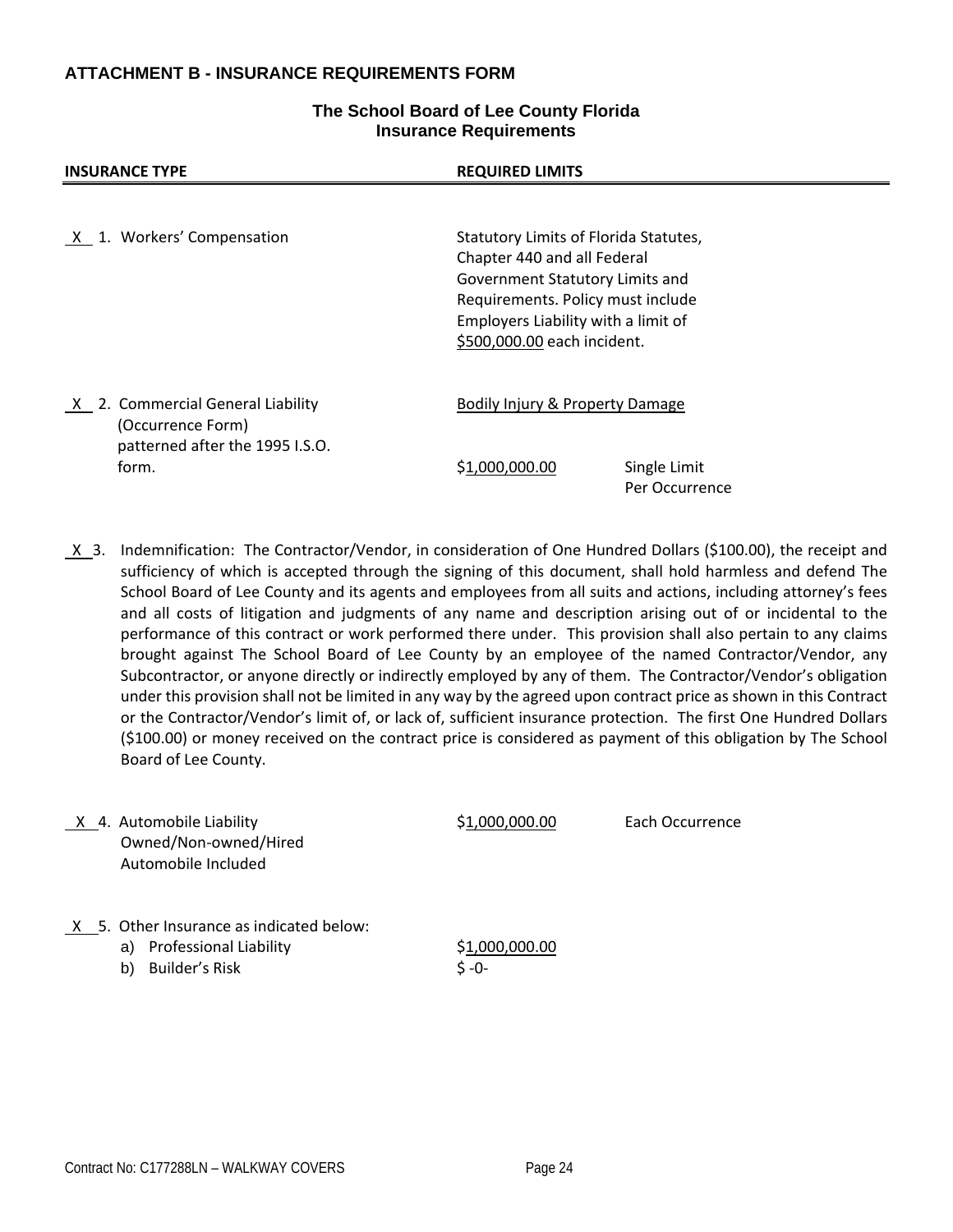## ATTACHMENT B - INSURANCE REQUIREMENTS FORM

### The School Board of Lee County Florida
### Insurance Requirements

| INSURANCE TYPE | REQUIRED LIMITS | |
|---|---|---|
| X 1. Workers' Compensation | Statutory Limits of Florida Statutes, Chapter 440 and all Federal Government Statutory Limits and Requirements. Policy must include Employers Liability with a limit of $500,000.00 each incident. | |
| X 2. Commercial General Liability (Occurrence Form) patterned after the 1995 I.S.O. form. | Bodily Injury & Property Damage<br>$1,000,000.00 | Single Limit Per Occurrence |

X 3. Indemnification: The Contractor/Vendor, in consideration of One Hundred Dollars ($100.00), the receipt and sufficiency of which is accepted through the signing of this document, shall hold harmless and defend The School Board of Lee County and its agents and employees from all suits and actions, including attorney's fees and all costs of litigation and judgments of any name and description arising out of or incidental to the performance of this contract or work performed there under. This provision shall also pertain to any claims brought against The School Board of Lee County by an employee of the named Contractor/Vendor, any Subcontractor, or anyone directly or indirectly employed by any of them. The Contractor/Vendor's obligation under this provision shall not be limited in any way by the agreed upon contract price as shown in this Contract or the Contractor/Vendor's limit of, or lack of, sufficient insurance protection. The first One Hundred Dollars ($100.00) or money received on the contract price is considered as payment of this obligation by The School Board of Lee County.

| | | |
|---|---|---|
| X 4. Automobile Liability Owned/Non-owned/Hired Automobile Included | $1,000,000.00 | Each Occurrence |
| X 5. Other Insurance as indicated below: | | |
| a) Professional Liability | $1,000,000.00 | |
| b) Builder's Risk | $ -0- | |

Contract No: C177288LN – WALKWAY COVERS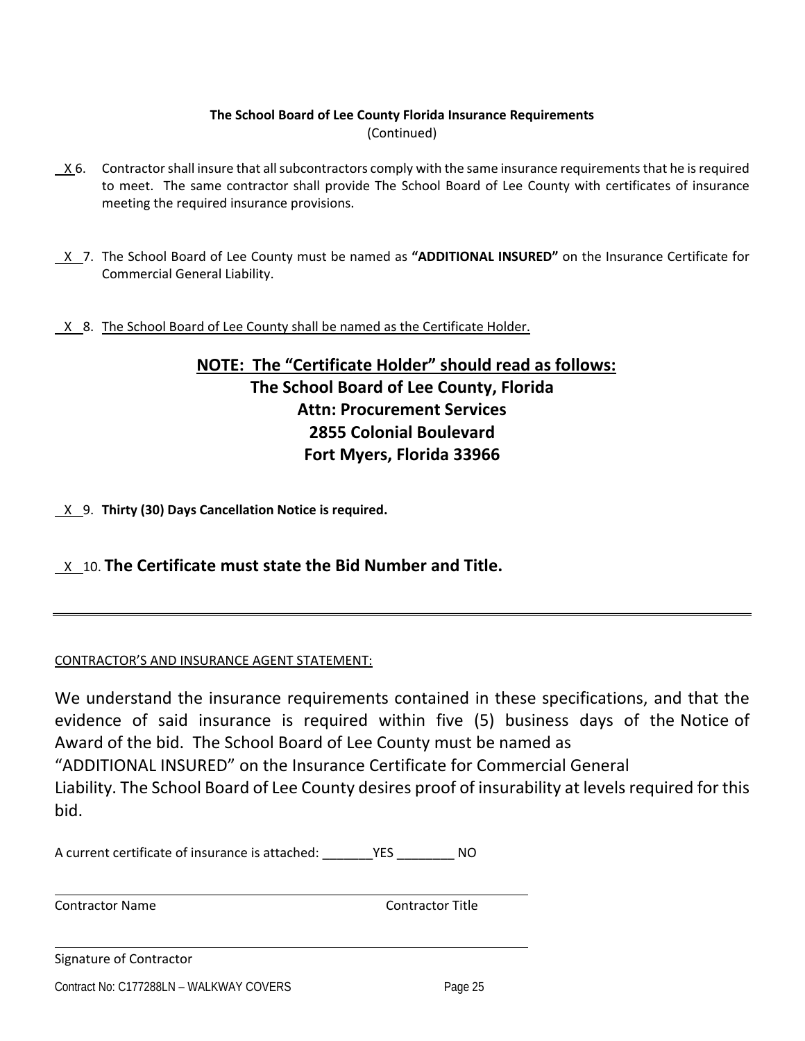**The School Board of Lee County Florida Insurance Requirements**
(Continued)

\_X\_6. Contractor shall insure that all subcontractors comply with the same insurance requirements that he is required to meet. The same contractor shall provide The School Board of Lee County with certificates of insurance meeting the required insurance provisions.

\_X\_7. The School Board of Lee County must be named as **"ADDITIONAL INSURED"** on the Insurance Certificate for Commercial General Liability.

\_X\_8. The School Board of Lee County shall be named as the Certificate Holder.

**NOTE: The "Certificate Holder" should read as follows:**
**The School Board of Lee County, Florida**
**Attn: Procurement Services**
**2855 Colonial Boulevard**
**Fort Myers, Florida 33966**

\_X\_9. **Thirty (30) Days Cancellation Notice is required.**

\_X\_10. **The Certificate must state the Bid Number and Title.**

---

CONTRACTOR'S AND INSURANCE AGENT STATEMENT:

We understand the insurance requirements contained in these specifications, and that the evidence of said insurance is required within five (5) business days of the Notice of Award of the bid. The School Board of Lee County must be named as "ADDITIONAL INSURED" on the Insurance Certificate for Commercial General Liability. The School Board of Lee County desires proof of insurability at levels required for this bid.

A current certificate of insurance is attached: \_\_\_\_\_\_\_YES \_\_\_\_\_\_\_\_ NO

\_\_\_\_\_\_\_\_\_\_\_\_\_\_\_\_\_\_\_\_\_\_\_\_\_\_\_\_\_\_\_\_\_\_\_\_\_\_\_\_\_\_\_\_\_\_\_\_\_\_\_\_\_\_\_\_\_\_
Contractor Name Contractor Title

\_\_\_\_\_\_\_\_\_\_\_\_\_\_\_\_\_\_\_\_\_\_\_\_\_\_\_\_\_\_\_\_\_\_\_\_\_\_\_\_\_\_\_\_\_\_\_\_\_\_\_\_\_\_\_\_\_\_
Signature of Contractor

Contract No: C177288LN – WALKWAY COVERS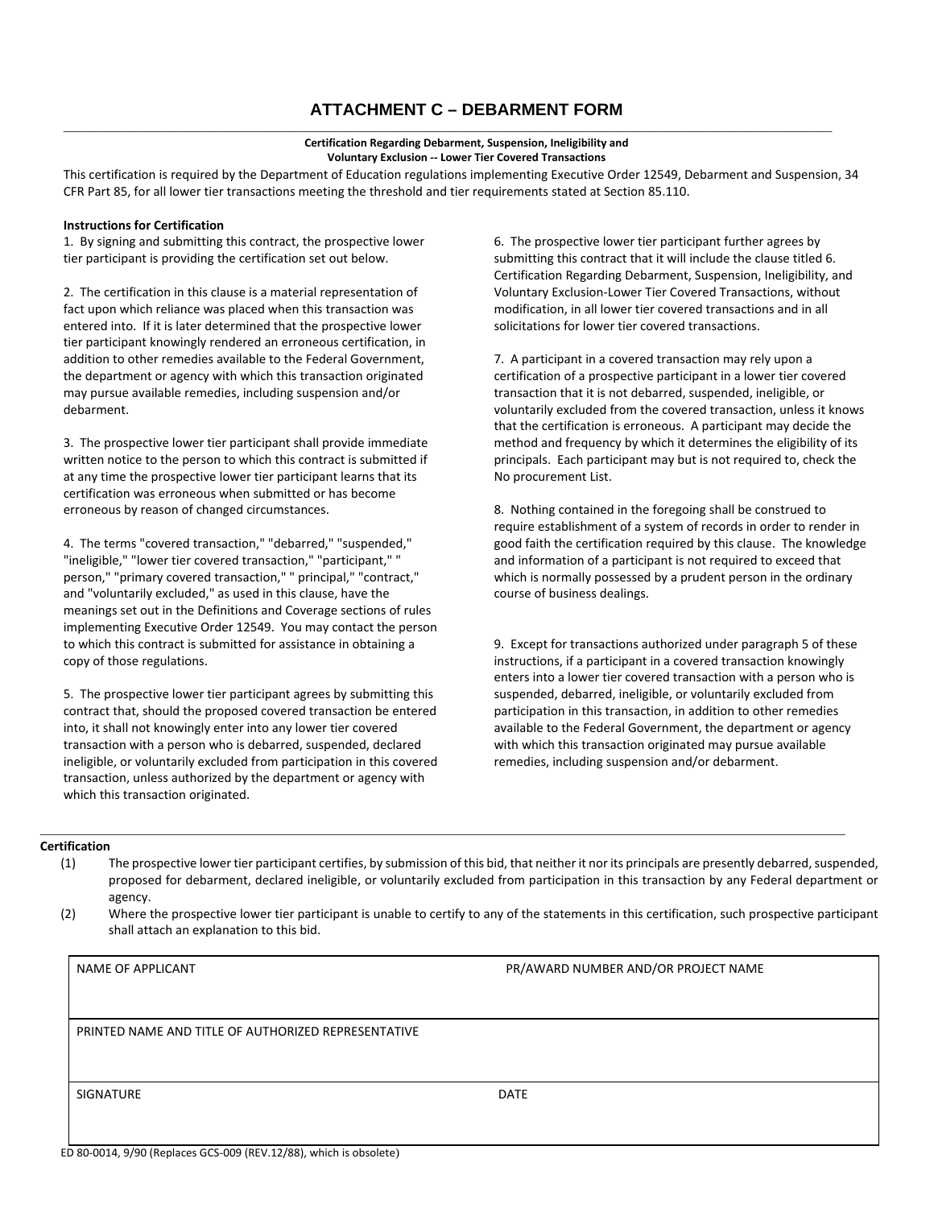# ATTACHMENT C – DEBARMENT FORM

**Certification Regarding Debarment, Suspension, Ineligibility and Voluntary Exclusion -- Lower Tier Covered Transactions**

This certification is required by the Department of Education regulations implementing Executive Order 12549, Debarment and Suspension, 34 CFR Part 85, for all lower tier transactions meeting the threshold and tier requirements stated at Section 85.110.

**Instructions for Certification**

1. By signing and submitting this contract, the prospective lower tier participant is providing the certification set out below.

2. The certification in this clause is a material representation of fact upon which reliance was placed when this transaction was entered into. If it is later determined that the prospective lower tier participant knowingly rendered an erroneous certification, in addition to other remedies available to the Federal Government, the department or agency with which this transaction originated may pursue available remedies, including suspension and/or debarment.

3. The prospective lower tier participant shall provide immediate written notice to the person to which this contract is submitted if at any time the prospective lower tier participant learns that its certification was erroneous when submitted or has become erroneous by reason of changed circumstances.

4. The terms "covered transaction," "debarred," "suspended," "ineligible," "lower tier covered transaction," "participant," " person," "primary covered transaction," " principal," "contract," and "voluntarily excluded," as used in this clause, have the meanings set out in the Definitions and Coverage sections of rules implementing Executive Order 12549. You may contact the person to which this contract is submitted for assistance in obtaining a copy of those regulations.

5. The prospective lower tier participant agrees by submitting this contract that, should the proposed covered transaction be entered into, it shall not knowingly enter into any lower tier covered transaction with a person who is debarred, suspended, declared ineligible, or voluntarily excluded from participation in this covered transaction, unless authorized by the department or agency with which this transaction originated.

6. The prospective lower tier participant further agrees by submitting this contract that it will include the clause titled 6. Certification Regarding Debarment, Suspension, Ineligibility, and Voluntary Exclusion-Lower Tier Covered Transactions, without modification, in all lower tier covered transactions and in all solicitations for lower tier covered transactions.

7. A participant in a covered transaction may rely upon a certification of a prospective participant in a lower tier covered transaction that it is not debarred, suspended, ineligible, or voluntarily excluded from the covered transaction, unless it knows that the certification is erroneous. A participant may decide the method and frequency by which it determines the eligibility of its principals. Each participant may but is not required to, check the No procurement List.

8. Nothing contained in the foregoing shall be construed to require establishment of a system of records in order to render in good faith the certification required by this clause. The knowledge and information of a participant is not required to exceed that which is normally possessed by a prudent person in the ordinary course of business dealings.

9. Except for transactions authorized under paragraph 5 of these instructions, if a participant in a covered transaction knowingly enters into a lower tier covered transaction with a person who is suspended, debarred, ineligible, or voluntarily excluded from participation in this transaction, in addition to other remedies available to the Federal Government, the department or agency with which this transaction originated may pursue available remedies, including suspension and/or debarment.

---

**Certification**

(1) The prospective lower tier participant certifies, by submission of this bid, that neither it nor its principals are presently debarred, suspended, proposed for debarment, declared ineligible, or voluntarily excluded from participation in this transaction by any Federal department or agency.

(2) Where the prospective lower tier participant is unable to certify to any of the statements in this certification, such prospective participant shall attach an explanation to this bid.

| NAME OF APPLICANT | PR/AWARD NUMBER AND/OR PROJECT NAME |
|---|---|
| PRINTED NAME AND TITLE OF AUTHORIZED REPRESENTATIVE | |
| SIGNATURE | DATE |

ED 80-0014, 9/90 (Replaces GCS-009 (REV.12/88), which is obsolete)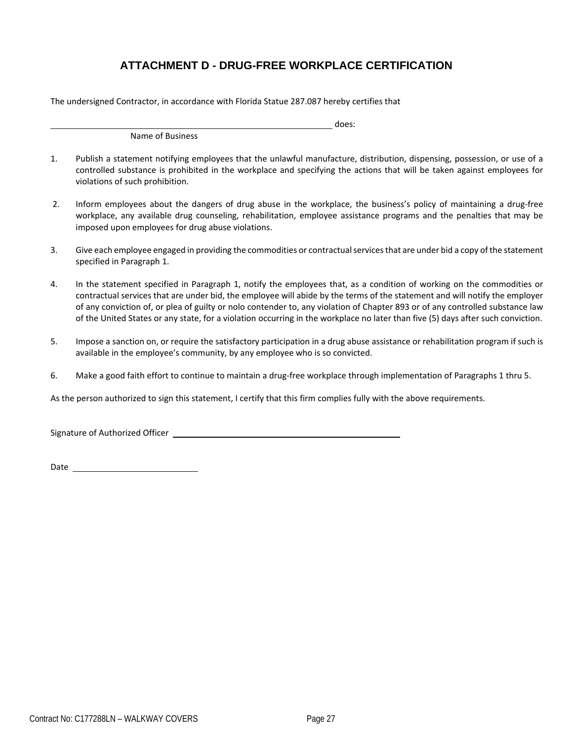# ATTACHMENT D - DRUG-FREE WORKPLACE CERTIFICATION

The undersigned Contractor, in accordance with Florida Statue 287.087 hereby certifies that

_______________________________________________ does:
Name of Business

1. Publish a statement notifying employees that the unlawful manufacture, distribution, dispensing, possession, or use of a controlled substance is prohibited in the workplace and specifying the actions that will be taken against employees for violations of such prohibition.

2. Inform employees about the dangers of drug abuse in the workplace, the business's policy of maintaining a drug-free workplace, any available drug counseling, rehabilitation, employee assistance programs and the penalties that may be imposed upon employees for drug abuse violations.

3. Give each employee engaged in providing the commodities or contractual services that are under bid a copy of the statement specified in Paragraph 1.

4. In the statement specified in Paragraph 1, notify the employees that, as a condition of working on the commodities or contractual services that are under bid, the employee will abide by the terms of the statement and will notify the employer of any conviction of, or plea of guilty or nolo contender to, any violation of Chapter 893 or of any controlled substance law of the United States or any state, for a violation occurring in the workplace no later than five (5) days after such conviction.

5. Impose a sanction on, or require the satisfactory participation in a drug abuse assistance or rehabilitation program if such is available in the employee's community, by any employee who is so convicted.

6. Make a good faith effort to continue to maintain a drug-free workplace through implementation of Paragraphs 1 thru 5.

As the person authorized to sign this statement, I certify that this firm complies fully with the above requirements.

Signature of Authorized Officer _______________________________________

Date ______________________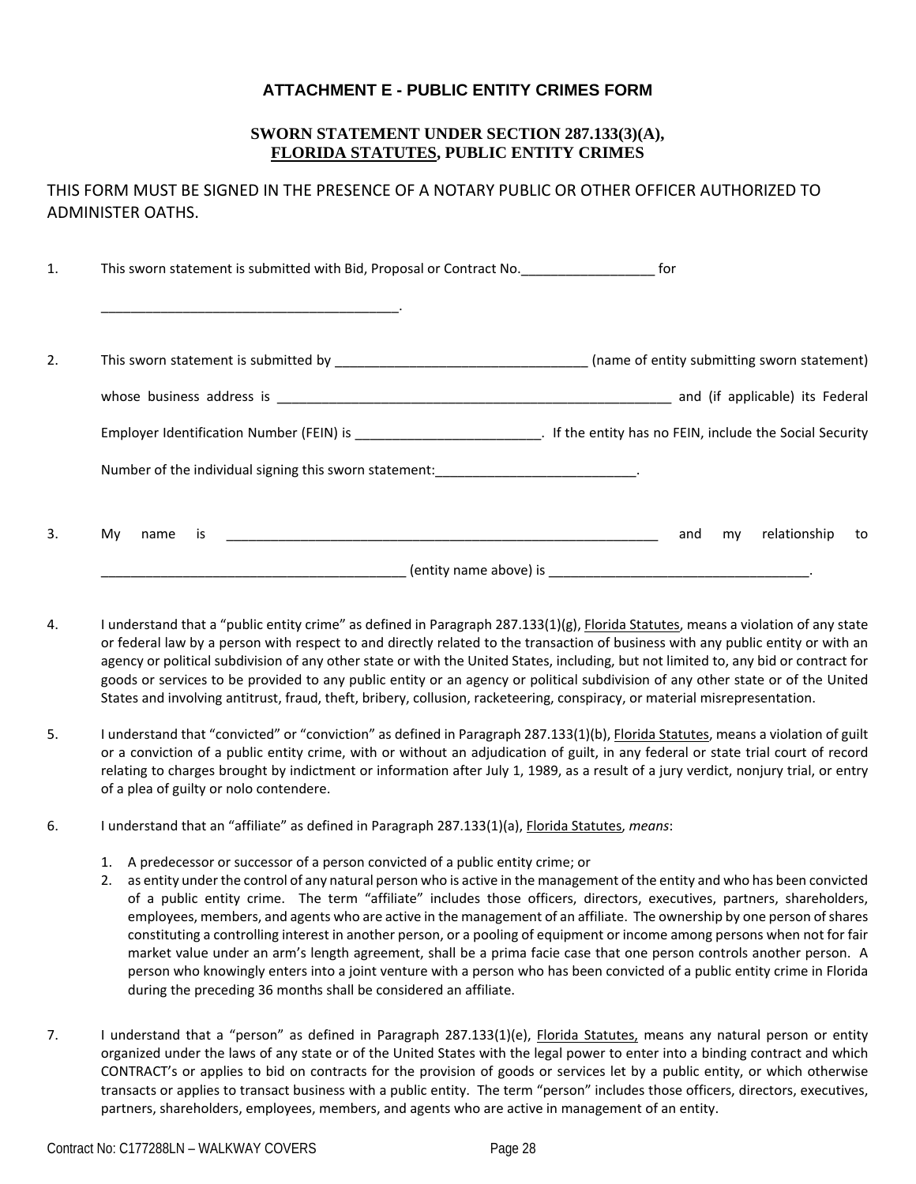## ATTACHMENT E - PUBLIC ENTITY CRIMES FORM

### SWORN STATEMENT UNDER SECTION 287.133(3)(A), FLORIDA STATUTES, PUBLIC ENTITY CRIMES

THIS FORM MUST BE SIGNED IN THE PRESENCE OF A NOTARY PUBLIC OR OTHER OFFICER AUTHORIZED TO ADMINISTER OATHS.

1. This sworn statement is submitted with Bid, Proposal or Contract No.__________________ for

   ________________________________________.

2. This sworn statement is submitted by __________________________________ (name of entity submitting sworn statement)

   whose business address is ______________________________________________________ and (if applicable) its Federal

   Employer Identification Number (FEIN) is _________________________. If the entity has no FEIN, include the Social Security

   Number of the individual signing this sworn statement:___________________________.

3. My name is ____________________________________________________________ and my relationship to

   ________________________________________ (entity name above) is ___________________________________.

4. I understand that a "public entity crime" as defined in Paragraph 287.133(1)(g), Florida Statutes, means a violation of any state or federal law by a person with respect to and directly related to the transaction of business with any public entity or with an agency or political subdivision of any other state or with the United States, including, but not limited to, any bid or contract for goods or services to be provided to any public entity or an agency or political subdivision of any other state or of the United States and involving antitrust, fraud, theft, bribery, collusion, racketeering, conspiracy, or material misrepresentation.

5. I understand that "convicted" or "conviction" as defined in Paragraph 287.133(1)(b), Florida Statutes, means a violation of guilt or a conviction of a public entity crime, with or without an adjudication of guilt, in any federal or state trial court of record relating to charges brought by indictment or information after July 1, 1989, as a result of a jury verdict, nonjury trial, or entry of a plea of guilty or nolo contendere.

6. I understand that an "affiliate" as defined in Paragraph 287.133(1)(a), Florida Statutes, *means*:

   1. A predecessor or successor of a person convicted of a public entity crime; or
   2. as entity under the control of any natural person who is active in the management of the entity and who has been convicted of a public entity crime. The term "affiliate" includes those officers, directors, executives, partners, shareholders, employees, members, and agents who are active in the management of an affiliate. The ownership by one person of shares constituting a controlling interest in another person, or a pooling of equipment or income among persons when not for fair market value under an arm's length agreement, shall be a prima facie case that one person controls another person. A person who knowingly enters into a joint venture with a person who has been convicted of a public entity crime in Florida during the preceding 36 months shall be considered an affiliate.

7. I understand that a "person" as defined in Paragraph 287.133(1)(e), Florida Statutes, means any natural person or entity organized under the laws of any state or of the United States with the legal power to enter into a binding contract and which CONTRACT's or applies to bid on contracts for the provision of goods or services let by a public entity, or which otherwise transacts or applies to transact business with a public entity. The term "person" includes those officers, directors, executives, partners, shareholders, employees, members, and agents who are active in management of an entity.

Contract No: C177288LN – WALKWAY COVERS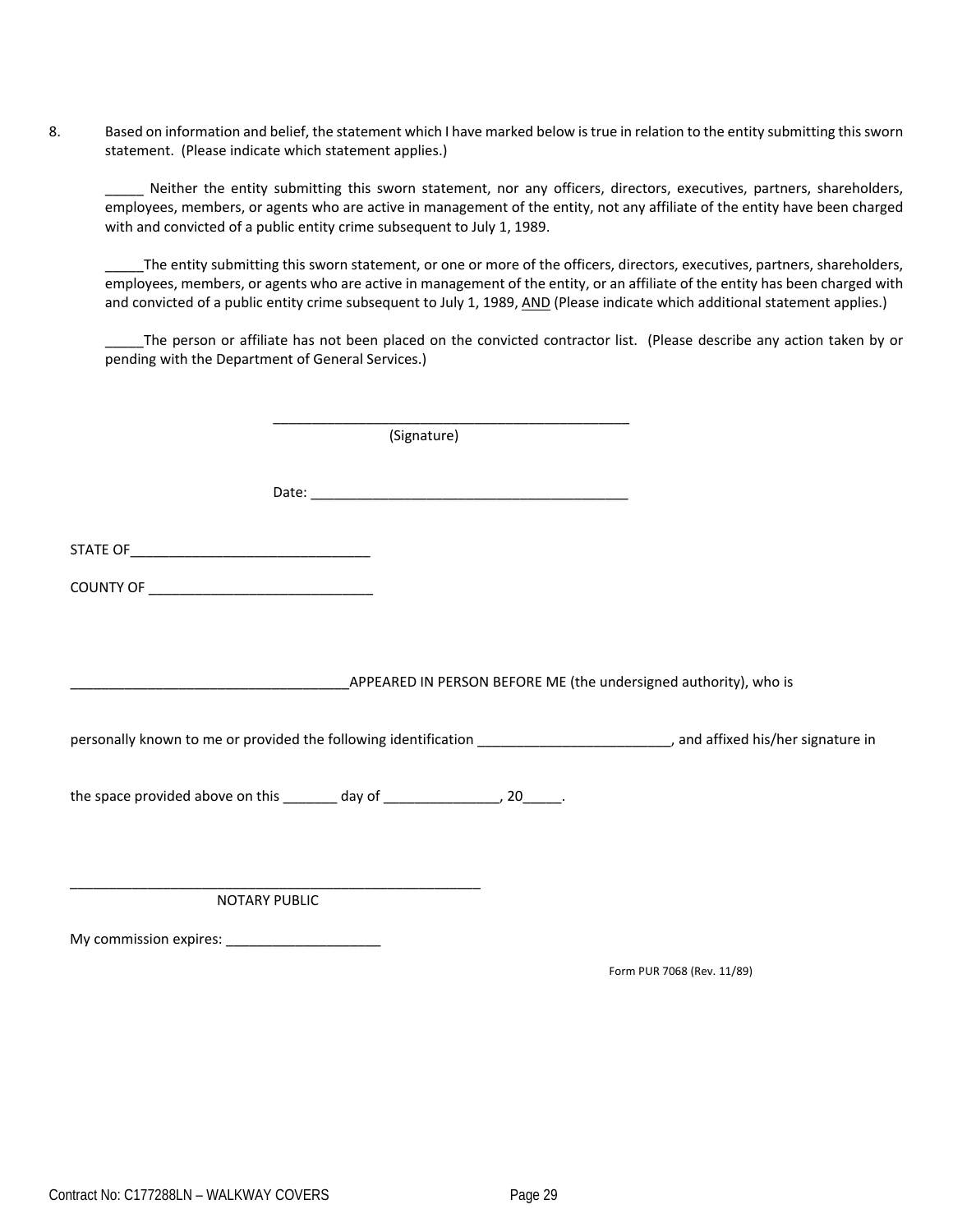8. Based on information and belief, the statement which I have marked below is true in relation to the entity submitting this sworn statement. (Please indicate which statement applies.)

   _____ Neither the entity submitting this sworn statement, nor any officers, directors, executives, partners, shareholders, employees, members, or agents who are active in management of the entity, not any affiliate of the entity have been charged with and convicted of a public entity crime subsequent to July 1, 1989.

   _____The entity submitting this sworn statement, or one or more of the officers, directors, executives, partners, shareholders, employees, members, or agents who are active in management of the entity, or an affiliate of the entity has been charged with and convicted of a public entity crime subsequent to July 1, 1989, AND (Please indicate which additional statement applies.)

   _____The person or affiliate has not been placed on the convicted contractor list. (Please describe any action taken by or pending with the Department of General Services.)

_______________________________________________
(Signature)

Date: __________________________________________

STATE OF_______________________________

COUNTY OF _____________________________

____________________________________APPEARED IN PERSON BEFORE ME (the undersigned authority), who is

personally known to me or provided the following identification _________________________, and affixed his/her signature in

the space provided above on this _______ day of _______________, 20_____.

______________________________________________________
NOTARY PUBLIC

My commission expires: ____________________

Form PUR 7068 (Rev. 11/89)

Contract No: C177288LN – WALKWAY COVERS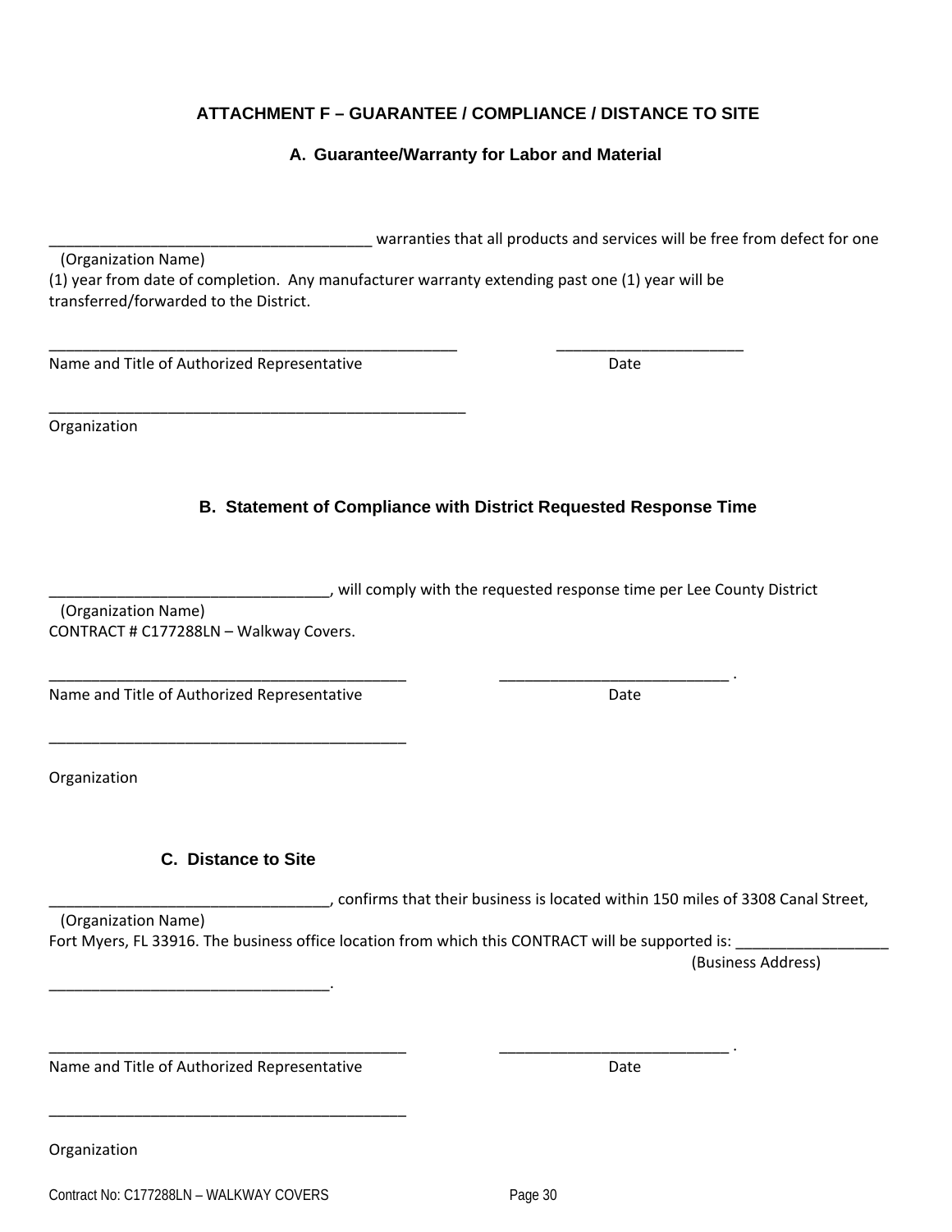## ATTACHMENT F – GUARANTEE / COMPLIANCE / DISTANCE TO SITE

### A. Guarantee/Warranty for Labor and Material

________________________________________ warranties that all products and services will be free from defect for one
(Organization Name)
(1) year from date of completion. Any manufacturer warranty extending past one (1) year will be transferred/forwarded to the District.

___________________________________________________ ________________________
Name and Title of Authorized Representative Date

____________________________________________________
Organization

### B. Statement of Compliance with District Requested Response Time

__________________________________, will comply with the requested response time per Lee County District
(Organization Name)
CONTRACT # C177288LN – Walkway Covers.

____________________________________________ ____________________________ .
Name and Title of Authorized Representative Date

____________________________________________

Organization

### C. Distance to Site

__________________________________, confirms that their business is located within 150 miles of 3308 Canal Street,
(Organization Name)
Fort Myers, FL 33916. The business office location from which this CONTRACT will be supported is: ___________________
(Business Address)
__________________________________.

____________________________________________ ____________________________ .
Name and Title of Authorized Representative Date

____________________________________________

Organization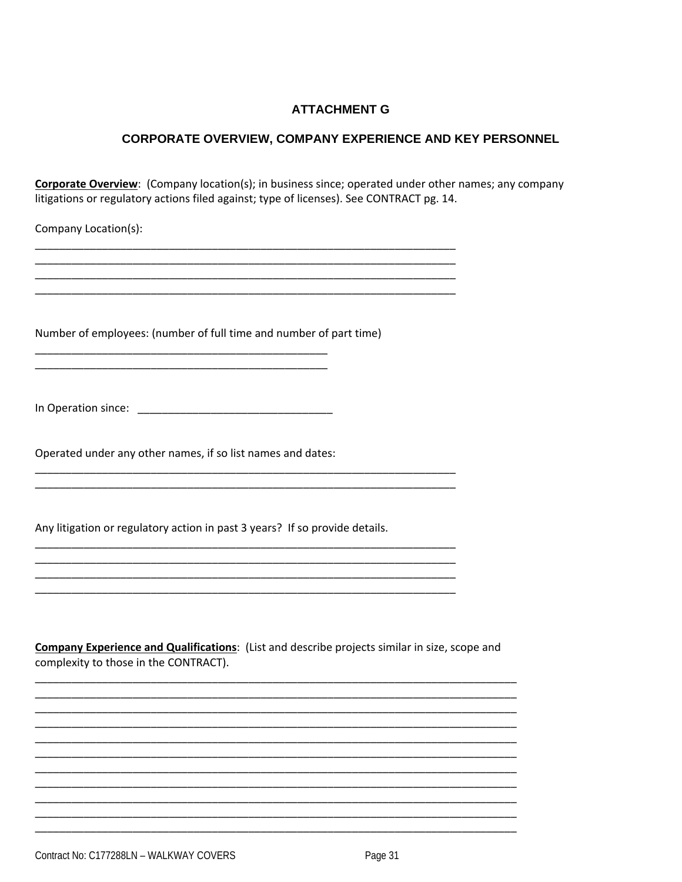# ATTACHMENT G

## CORPORATE OVERVIEW, COMPANY EXPERIENCE AND KEY PERSONNEL

**Corporate Overview**: (Company location(s); in business since; operated under other names; any company litigations or regulatory actions filed against; type of licenses). See CONTRACT pg. 14.

Company Location(s):

_________________________________________________________________________
_________________________________________________________________________
_________________________________________________________________________
_________________________________________________________________________

Number of employees: (number of full time and number of part time)

___________________________________________________
___________________________________________________

In Operation since: ________________________________

Operated under any other names, if so list names and dates:

_________________________________________________________________________
_________________________________________________________________________

Any litigation or regulatory action in past 3 years? If so provide details.

_________________________________________________________________________
_________________________________________________________________________
_________________________________________________________________________
_________________________________________________________________________

**Company Experience and Qualifications**: (List and describe projects similar in size, scope and complexity to those in the CONTRACT).

__________________________________________________________________________________
__________________________________________________________________________________
__________________________________________________________________________________
__________________________________________________________________________________
__________________________________________________________________________________
__________________________________________________________________________________
__________________________________________________________________________________
__________________________________________________________________________________
__________________________________________________________________________________
__________________________________________________________________________________
__________________________________________________________________________________

Contract No: C177288LN – WALKWAY COVERS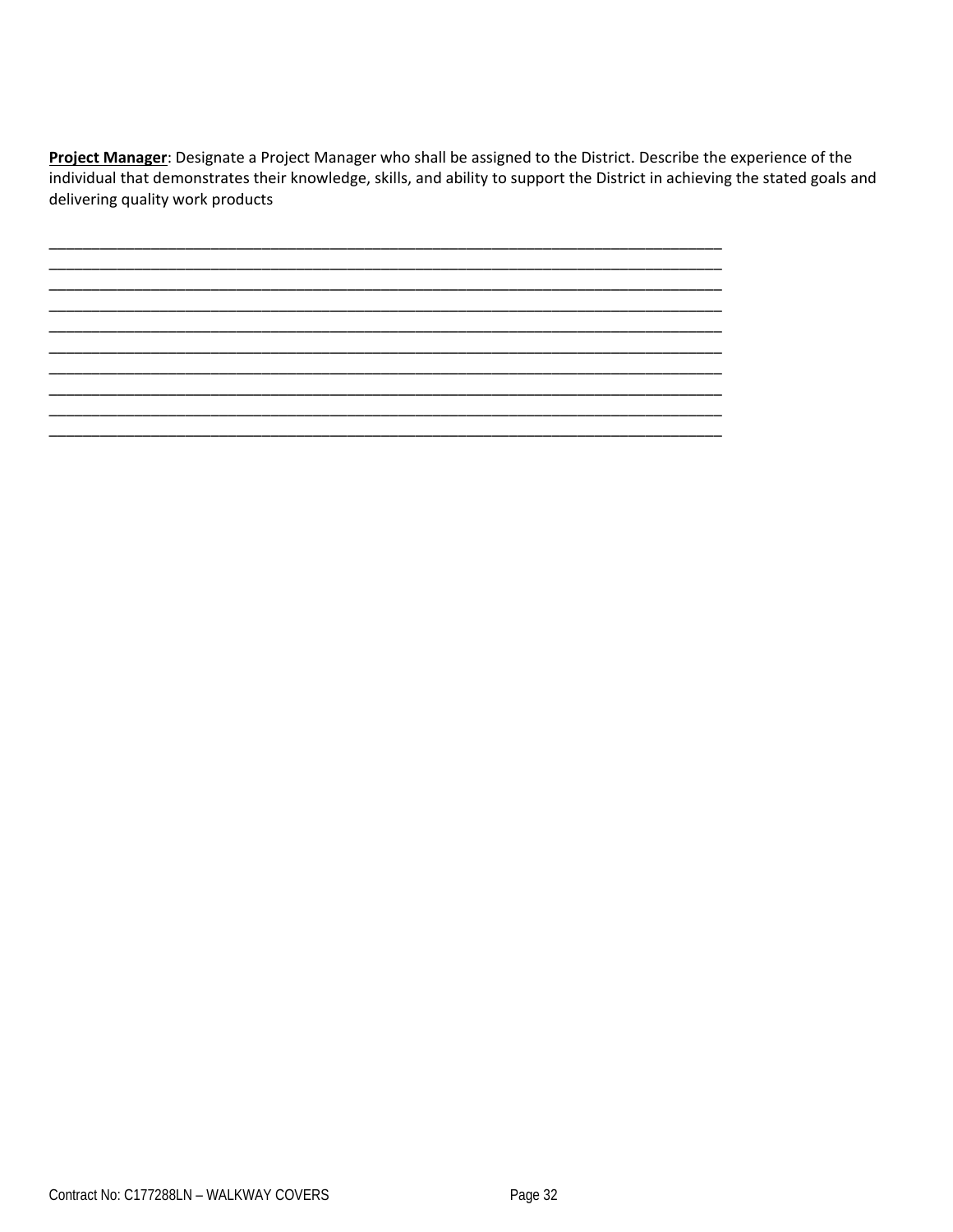**<u>Project Manager</u>**: Designate a Project Manager who shall be assigned to the District. Describe the experience of the individual that demonstrates their knowledge, skills, and ability to support the District in achieving the stated goals and delivering quality work products

______________________________________________________________________________
______________________________________________________________________________
______________________________________________________________________________
______________________________________________________________________________
______________________________________________________________________________
______________________________________________________________________________
______________________________________________________________________________
______________________________________________________________________________
______________________________________________________________________________
______________________________________________________________________________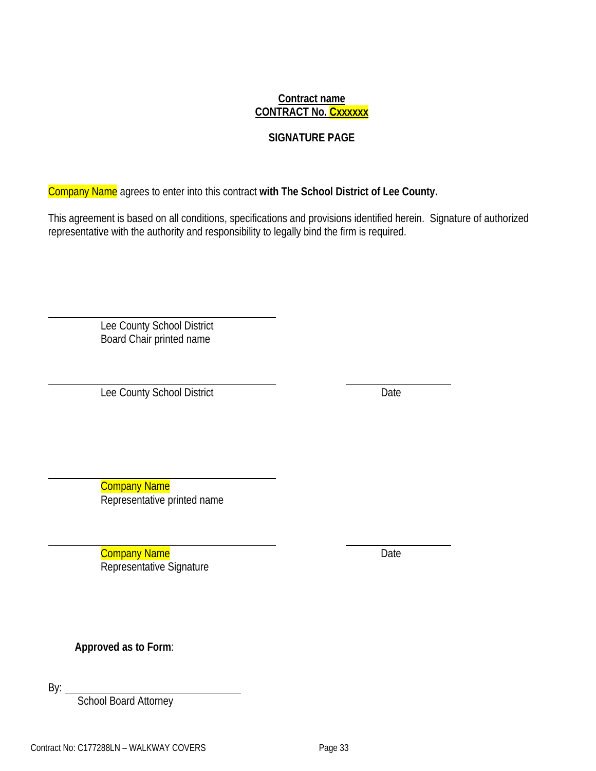**Contract name**
**CONTRACT No. Cxxxxxx**

**SIGNATURE PAGE**

Company Name agrees to enter into this contract **with The School District of Lee County.**

This agreement is based on all conditions, specifications and provisions identified herein. Signature of authorized representative with the authority and responsibility to legally bind the firm is required.

\_\_\_\_\_\_\_\_\_\_\_\_\_\_\_\_\_\_\_\_\_\_\_\_\_\_\_\_\_\_\_\_\_\_\_\_\_\_\_\_
Lee County School District
Board Chair printed name

\_\_\_\_\_\_\_\_\_\_\_\_\_\_\_\_\_\_\_\_\_\_\_\_\_\_\_\_\_\_\_\_\_\_\_\_\_\_\_\_ \_\_\_\_\_\_\_\_\_\_\_\_\_\_\_\_\_\_\_\_
Lee County School District Date

\_\_\_\_\_\_\_\_\_\_\_\_\_\_\_\_\_\_\_\_\_\_\_\_\_\_\_\_\_\_\_\_\_\_\_\_\_\_\_\_
Company Name
Representative printed name

\_\_\_\_\_\_\_\_\_\_\_\_\_\_\_\_\_\_\_\_\_\_\_\_\_\_\_\_\_\_\_\_\_\_\_\_\_\_\_\_ \_\_\_\_\_\_\_\_\_\_\_\_\_\_\_\_\_\_\_\_
Company Name Date
Representative Signature

**Approved as to Form**:

By: \_\_\_\_\_\_\_\_\_\_\_\_\_\_\_\_\_\_\_\_\_\_\_\_\_\_\_\_\_\_\_\_\_\_
School Board Attorney